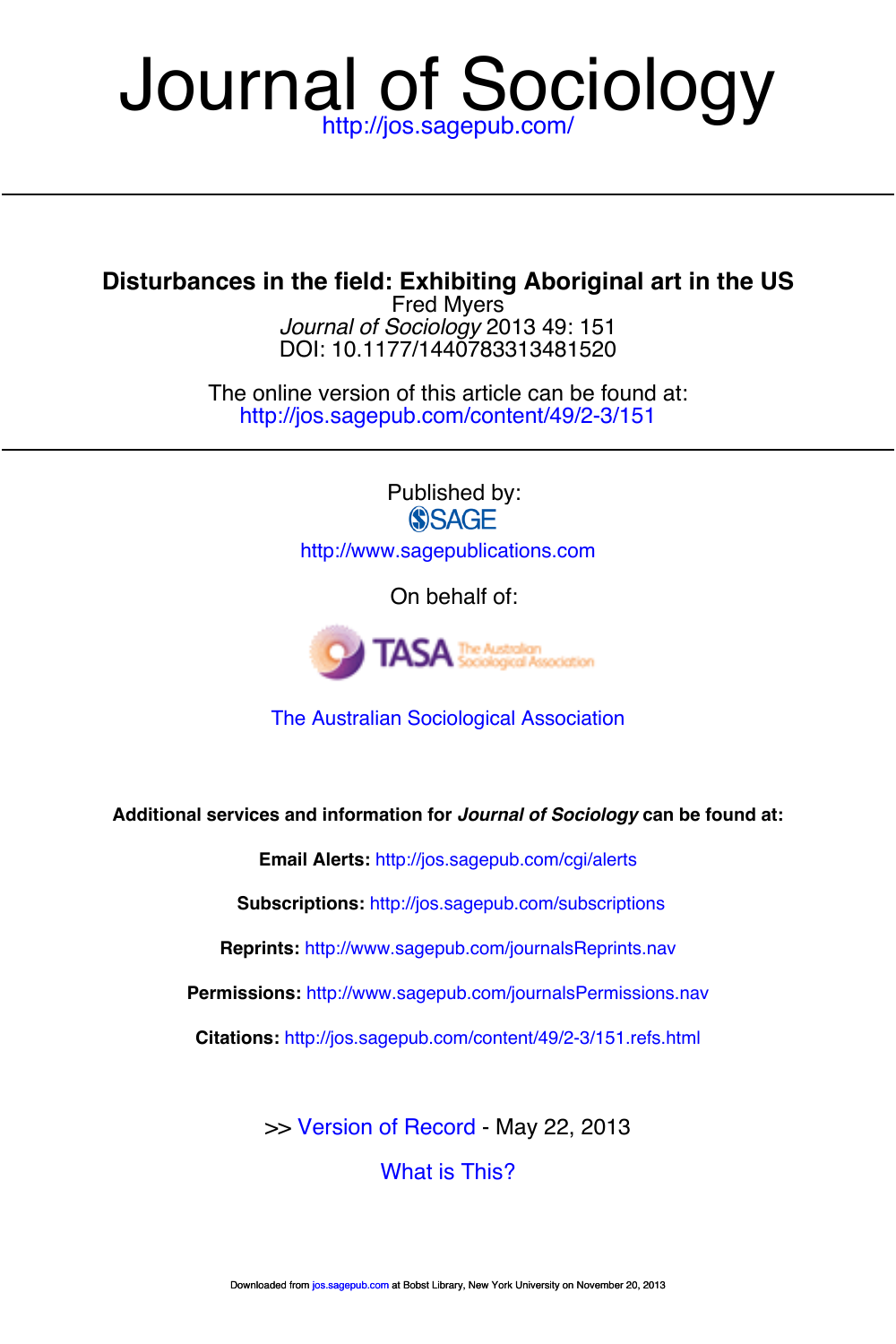# Journal of Sociology

http://jos.sagepub.com/

---

## Disturbances in the field: Exhibiting Aboriginal art in the US

Fred Myers

*Journal of Sociology* 2013 49: 151

DOI: 10.1177/1440783313481520

The online version of this article can be found at:

http://jos.sagepub.com/content/49/2-3/151

---

Published by:

SAGE

http://www.sagepublications.com

On behalf of:

TASA The Australian Sociological Association

The Australian Sociological Association

**Additional services and information for *Journal of Sociology* can be found at:**

**Email Alerts:** http://jos.sagepub.com/cgi/alerts

**Subscriptions:** http://jos.sagepub.com/subscriptions

**Reprints:** http://www.sagepub.com/journalsReprints.nav

**Permissions:** http://www.sagepub.com/journalsPermissions.nav

**Citations:** http://jos.sagepub.com/content/49/2-3/151.refs.html

>> Version of Record - May 22, 2013

What is This?

Downloaded from jos.sagepub.com at Bobst Library, New York University on November 20, 2013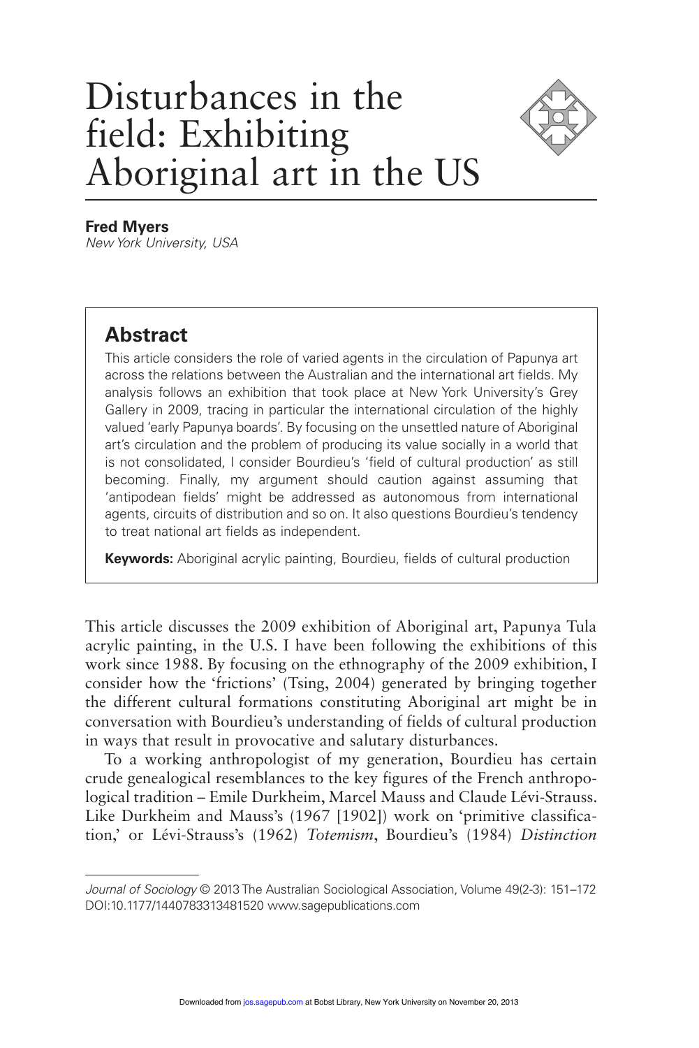# Disturbances in the field: Exhibiting Aboriginal art in the US

**Fred Myers**
*New York University, USA*

## Abstract

This article considers the role of varied agents in the circulation of Papunya art across the relations between the Australian and the international art fields. My analysis follows an exhibition that took place at New York University's Grey Gallery in 2009, tracing in particular the international circulation of the highly valued 'early Papunya boards'. By focusing on the unsettled nature of Aboriginal art's circulation and the problem of producing its value socially in a world that is not consolidated, I consider Bourdieu's 'field of cultural production' as still becoming. Finally, my argument should caution against assuming that 'antipodean fields' might be addressed as autonomous from international agents, circuits of distribution and so on. It also questions Bourdieu's tendency to treat national art fields as independent.

**Keywords:** Aboriginal acrylic painting, Bourdieu, fields of cultural production

This article discusses the 2009 exhibition of Aboriginal art, Papunya Tula acrylic painting, in the U.S. I have been following the exhibitions of this work since 1988. By focusing on the ethnography of the 2009 exhibition, I consider how the 'frictions' (Tsing, 2004) generated by bringing together the different cultural formations constituting Aboriginal art might be in conversation with Bourdieu's understanding of fields of cultural production in ways that result in provocative and salutary disturbances.

To a working anthropologist of my generation, Bourdieu has certain crude genealogical resemblances to the key figures of the French anthropological tradition – Emile Durkheim, Marcel Mauss and Claude Lévi-Strauss. Like Durkheim and Mauss's (1967 [1902]) work on 'primitive classification,' or Lévi-Strauss's (1962) *Totemism*, Bourdieu's (1984) *Distinction*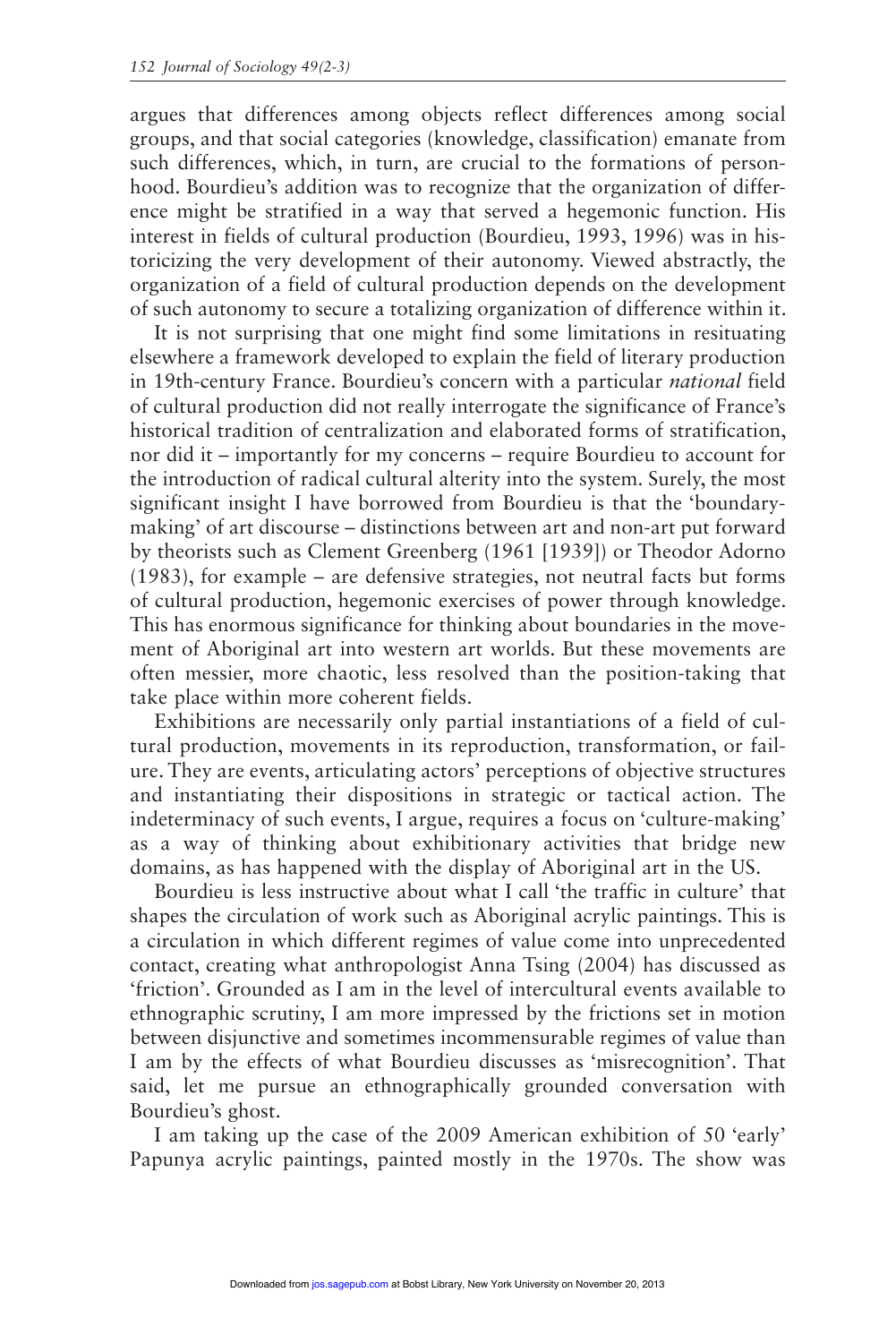argues that differences among objects reflect differences among social groups, and that social categories (knowledge, classification) emanate from such differences, which, in turn, are crucial to the formations of personhood. Bourdieu's addition was to recognize that the organization of difference might be stratified in a way that served a hegemonic function. His interest in fields of cultural production (Bourdieu, 1993, 1996) was in historicizing the very development of their autonomy. Viewed abstractly, the organization of a field of cultural production depends on the development of such autonomy to secure a totalizing organization of difference within it.

It is not surprising that one might find some limitations in resituating elsewhere a framework developed to explain the field of literary production in 19th-century France. Bourdieu's concern with a particular *national* field of cultural production did not really interrogate the significance of France's historical tradition of centralization and elaborated forms of stratification, nor did it – importantly for my concerns – require Bourdieu to account for the introduction of radical cultural alterity into the system. Surely, the most significant insight I have borrowed from Bourdieu is that the 'boundary-making' of art discourse – distinctions between art and non-art put forward by theorists such as Clement Greenberg (1961 [1939]) or Theodor Adorno (1983), for example – are defensive strategies, not neutral facts but forms of cultural production, hegemonic exercises of power through knowledge. This has enormous significance for thinking about boundaries in the movement of Aboriginal art into western art worlds. But these movements are often messier, more chaotic, less resolved than the position-taking that take place within more coherent fields.

Exhibitions are necessarily only partial instantiations of a field of cultural production, movements in its reproduction, transformation, or failure. They are events, articulating actors' perceptions of objective structures and instantiating their dispositions in strategic or tactical action. The indeterminacy of such events, I argue, requires a focus on 'culture-making' as a way of thinking about exhibitionary activities that bridge new domains, as has happened with the display of Aboriginal art in the US.

Bourdieu is less instructive about what I call 'the traffic in culture' that shapes the circulation of work such as Aboriginal acrylic paintings. This is a circulation in which different regimes of value come into unprecedented contact, creating what anthropologist Anna Tsing (2004) has discussed as 'friction'. Grounded as I am in the level of intercultural events available to ethnographic scrutiny, I am more impressed by the frictions set in motion between disjunctive and sometimes incommensurable regimes of value than I am by the effects of what Bourdieu discusses as 'misrecognition'. That said, let me pursue an ethnographically grounded conversation with Bourdieu's ghost.

I am taking up the case of the 2009 American exhibition of 50 'early' Papunya acrylic paintings, painted mostly in the 1970s. The show was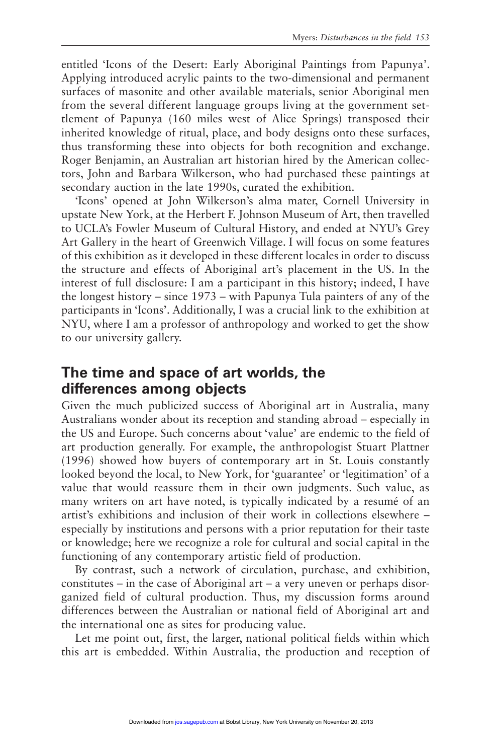entitled 'Icons of the Desert: Early Aboriginal Paintings from Papunya'. Applying introduced acrylic paints to the two-dimensional and permanent surfaces of masonite and other available materials, senior Aboriginal men from the several different language groups living at the government settlement of Papunya (160 miles west of Alice Springs) transposed their inherited knowledge of ritual, place, and body designs onto these surfaces, thus transforming these into objects for both recognition and exchange. Roger Benjamin, an Australian art historian hired by the American collectors, John and Barbara Wilkerson, who had purchased these paintings at secondary auction in the late 1990s, curated the exhibition.

'Icons' opened at John Wilkerson's alma mater, Cornell University in upstate New York, at the Herbert F. Johnson Museum of Art, then travelled to UCLA's Fowler Museum of Cultural History, and ended at NYU's Grey Art Gallery in the heart of Greenwich Village. I will focus on some features of this exhibition as it developed in these different locales in order to discuss the structure and effects of Aboriginal art's placement in the US. In the interest of full disclosure: I am a participant in this history; indeed, I have the longest history – since 1973 – with Papunya Tula painters of any of the participants in 'Icons'. Additionally, I was a crucial link to the exhibition at NYU, where I am a professor of anthropology and worked to get the show to our university gallery.

## The time and space of art worlds, the differences among objects

Given the much publicized success of Aboriginal art in Australia, many Australians wonder about its reception and standing abroad – especially in the US and Europe. Such concerns about 'value' are endemic to the field of art production generally. For example, the anthropologist Stuart Plattner (1996) showed how buyers of contemporary art in St. Louis constantly looked beyond the local, to New York, for 'guarantee' or 'legitimation' of a value that would reassure them in their own judgments. Such value, as many writers on art have noted, is typically indicated by a resumé of an artist's exhibitions and inclusion of their work in collections elsewhere – especially by institutions and persons with a prior reputation for their taste or knowledge; here we recognize a role for cultural and social capital in the functioning of any contemporary artistic field of production.

By contrast, such a network of circulation, purchase, and exhibition, constitutes – in the case of Aboriginal art – a very uneven or perhaps disorganized field of cultural production. Thus, my discussion forms around differences between the Australian or national field of Aboriginal art and the international one as sites for producing value.

Let me point out, first, the larger, national political fields within which this art is embedded. Within Australia, the production and reception of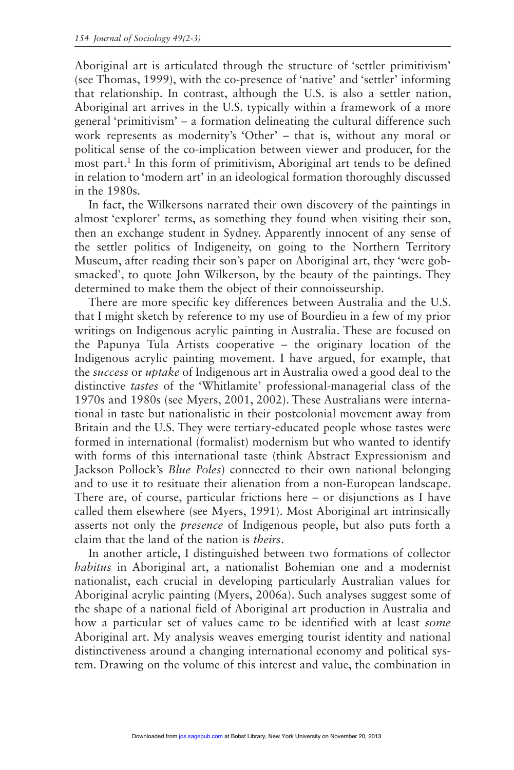Aboriginal art is articulated through the structure of 'settler primitivism' (see Thomas, 1999), with the co-presence of 'native' and 'settler' informing that relationship. In contrast, although the U.S. is also a settler nation, Aboriginal art arrives in the U.S. typically within a framework of a more general 'primitivism' – a formation delineating the cultural difference such work represents as modernity's 'Other' – that is, without any moral or political sense of the co-implication between viewer and producer, for the most part.[1] In this form of primitivism, Aboriginal art tends to be defined in relation to 'modern art' in an ideological formation thoroughly discussed in the 1980s.

In fact, the Wilkersons narrated their own discovery of the paintings in almost 'explorer' terms, as something they found when visiting their son, then an exchange student in Sydney. Apparently innocent of any sense of the settler politics of Indigeneity, on going to the Northern Territory Museum, after reading their son's paper on Aboriginal art, they 'were gob-smacked', to quote John Wilkerson, by the beauty of the paintings. They determined to make them the object of their connoisseurship.

There are more specific key differences between Australia and the U.S. that I might sketch by reference to my use of Bourdieu in a few of my prior writings on Indigenous acrylic painting in Australia. These are focused on the Papunya Tula Artists cooperative – the originary location of the Indigenous acrylic painting movement. I have argued, for example, that the *success* or *uptake* of Indigenous art in Australia owed a good deal to the distinctive *tastes* of the 'Whitlamite' professional-managerial class of the 1970s and 1980s (see Myers, 2001, 2002). These Australians were international in taste but nationalistic in their postcolonial movement away from Britain and the U.S. They were tertiary-educated people whose tastes were formed in international (formalist) modernism but who wanted to identify with forms of this international taste (think Abstract Expressionism and Jackson Pollock's *Blue Poles*) connected to their own national belonging and to use it to resituate their alienation from a non-European landscape. There are, of course, particular frictions here – or disjunctions as I have called them elsewhere (see Myers, 1991). Most Aboriginal art intrinsically asserts not only the *presence* of Indigenous people, but also puts forth a claim that the land of the nation is *theirs*.

In another article, I distinguished between two formations of collector *habitus* in Aboriginal art, a nationalist Bohemian one and a modernist nationalist, each crucial in developing particularly Australian values for Aboriginal acrylic painting (Myers, 2006a). Such analyses suggest some of the shape of a national field of Aboriginal art production in Australia and how a particular set of values came to be identified with at least *some* Aboriginal art. My analysis weaves emerging tourist identity and national distinctiveness around a changing international economy and political system. Drawing on the volume of this interest and value, the combination in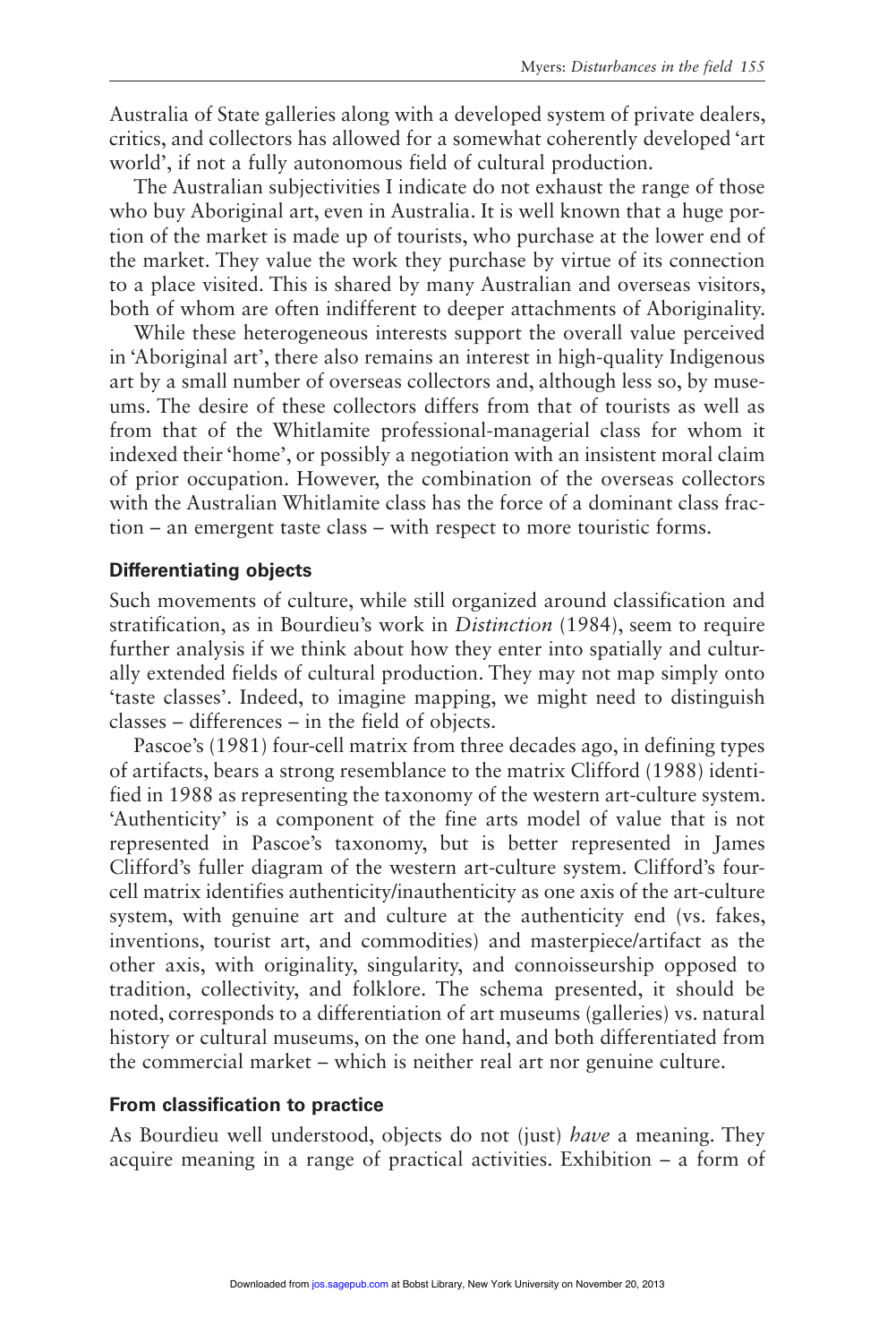Australia of State galleries along with a developed system of private dealers, critics, and collectors has allowed for a somewhat coherently developed 'art world', if not a fully autonomous field of cultural production.

The Australian subjectivities I indicate do not exhaust the range of those who buy Aboriginal art, even in Australia. It is well known that a huge portion of the market is made up of tourists, who purchase at the lower end of the market. They value the work they purchase by virtue of its connection to a place visited. This is shared by many Australian and overseas visitors, both of whom are often indifferent to deeper attachments of Aboriginality.

While these heterogeneous interests support the overall value perceived in 'Aboriginal art', there also remains an interest in high-quality Indigenous art by a small number of overseas collectors and, although less so, by museums. The desire of these collectors differs from that of tourists as well as from that of the Whitlamite professional-managerial class for whom it indexed their 'home', or possibly a negotiation with an insistent moral claim of prior occupation. However, the combination of the overseas collectors with the Australian Whitlamite class has the force of a dominant class fraction – an emergent taste class – with respect to more touristic forms.

## Differentiating objects

Such movements of culture, while still organized around classification and stratification, as in Bourdieu's work in *Distinction* (1984), seem to require further analysis if we think about how they enter into spatially and culturally extended fields of cultural production. They may not map simply onto 'taste classes'. Indeed, to imagine mapping, we might need to distinguish classes – differences – in the field of objects.

Pascoe's (1981) four-cell matrix from three decades ago, in defining types of artifacts, bears a strong resemblance to the matrix Clifford (1988) identified in 1988 as representing the taxonomy of the western art-culture system. 'Authenticity' is a component of the fine arts model of value that is not represented in Pascoe's taxonomy, but is better represented in James Clifford's fuller diagram of the western art-culture system. Clifford's four-cell matrix identifies authenticity/inauthenticity as one axis of the art-culture system, with genuine art and culture at the authenticity end (vs. fakes, inventions, tourist art, and commodities) and masterpiece/artifact as the other axis, with originality, singularity, and connoisseurship opposed to tradition, collectivity, and folklore. The schema presented, it should be noted, corresponds to a differentiation of art museums (galleries) vs. natural history or cultural museums, on the one hand, and both differentiated from the commercial market – which is neither real art nor genuine culture.

## From classification to practice

As Bourdieu well understood, objects do not (just) *have* a meaning. They acquire meaning in a range of practical activities. Exhibition – a form of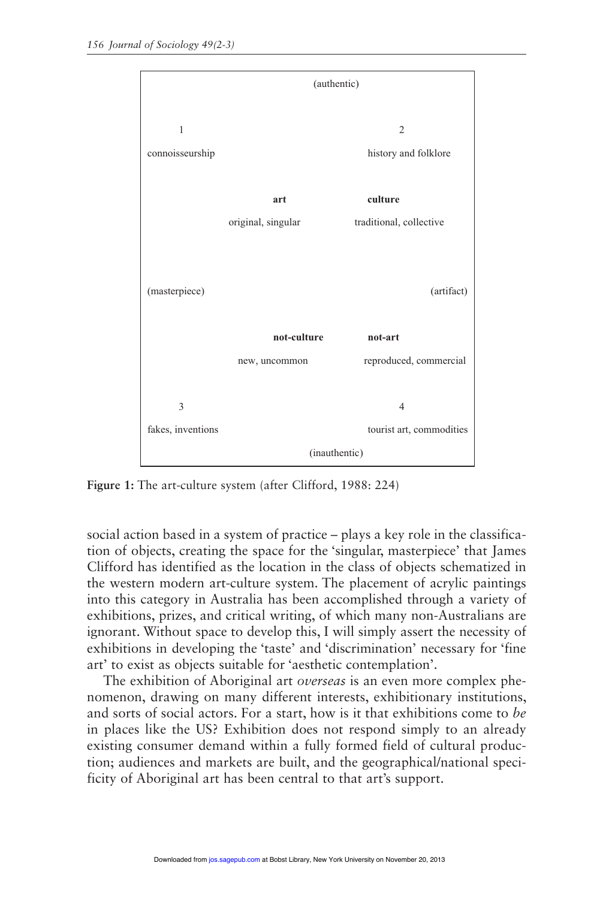| | (authentic) | | |
|---|---|---|---|
| 1 | | | 2 |
| connoisseurship | | | history and folklore |
| | **art** | **culture** | |
| | original, singular | traditional, collective | |
| (masterpiece) | | | (artifact) |
| | **not-culture** | **not-art** | |
| | new, uncommon | reproduced, commercial | |
| 3 | | | 4 |
| fakes, inventions | | | tourist art, commodities |
| | (inauthentic) | | |

**Figure 1:** The art-culture system (after Clifford, 1988: 224)

social action based in a system of practice – plays a key role in the classification of objects, creating the space for the 'singular, masterpiece' that James Clifford has identified as the location in the class of objects schematized in the western modern art-culture system. The placement of acrylic paintings into this category in Australia has been accomplished through a variety of exhibitions, prizes, and critical writing, of which many non-Australians are ignorant. Without space to develop this, I will simply assert the necessity of exhibitions in developing the 'taste' and 'discrimination' necessary for 'fine art' to exist as objects suitable for 'aesthetic contemplation'.

The exhibition of Aboriginal art *overseas* is an even more complex phenomenon, drawing on many different interests, exhibitionary institutions, and sorts of social actors. For a start, how is it that exhibitions come to *be* in places like the US? Exhibition does not respond simply to an already existing consumer demand within a fully formed field of cultural production; audiences and markets are built, and the geographical/national specificity of Aboriginal art has been central to that art's support.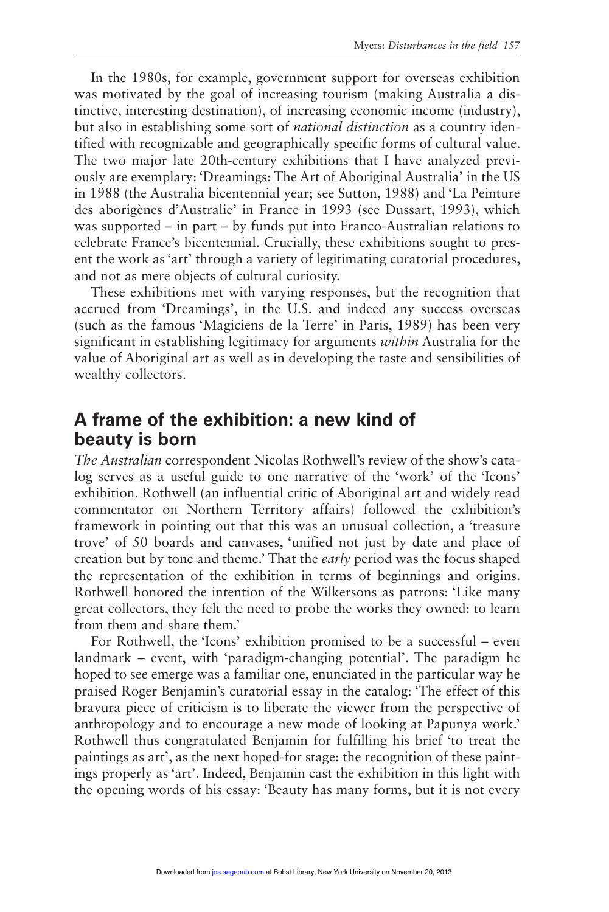In the 1980s, for example, government support for overseas exhibition was motivated by the goal of increasing tourism (making Australia a distinctive, interesting destination), of increasing economic income (industry), but also in establishing some sort of *national distinction* as a country identified with recognizable and geographically specific forms of cultural value. The two major late 20th-century exhibitions that I have analyzed previously are exemplary: 'Dreamings: The Art of Aboriginal Australia' in the US in 1988 (the Australia bicentennial year; see Sutton, 1988) and 'La Peinture des aborigènes d'Australie' in France in 1993 (see Dussart, 1993), which was supported – in part – by funds put into Franco-Australian relations to celebrate France's bicentennial. Crucially, these exhibitions sought to present the work as 'art' through a variety of legitimating curatorial procedures, and not as mere objects of cultural curiosity.

These exhibitions met with varying responses, but the recognition that accrued from 'Dreamings', in the U.S. and indeed any success overseas (such as the famous 'Magiciens de la Terre' in Paris, 1989) has been very significant in establishing legitimacy for arguments *within* Australia for the value of Aboriginal art as well as in developing the taste and sensibilities of wealthy collectors.

## A frame of the exhibition: a new kind of beauty is born

*The Australian* correspondent Nicolas Rothwell's review of the show's catalog serves as a useful guide to one narrative of the 'work' of the 'Icons' exhibition. Rothwell (an influential critic of Aboriginal art and widely read commentator on Northern Territory affairs) followed the exhibition's framework in pointing out that this was an unusual collection, a 'treasure trove' of 50 boards and canvases, 'unified not just by date and place of creation but by tone and theme.' That the *early* period was the focus shaped the representation of the exhibition in terms of beginnings and origins. Rothwell honored the intention of the Wilkersons as patrons: 'Like many great collectors, they felt the need to probe the works they owned: to learn from them and share them.'

For Rothwell, the 'Icons' exhibition promised to be a successful – even landmark – event, with 'paradigm-changing potential'. The paradigm he hoped to see emerge was a familiar one, enunciated in the particular way he praised Roger Benjamin's curatorial essay in the catalog: 'The effect of this bravura piece of criticism is to liberate the viewer from the perspective of anthropology and to encourage a new mode of looking at Papunya work.' Rothwell thus congratulated Benjamin for fulfilling his brief 'to treat the paintings as art', as the next hoped-for stage: the recognition of these paintings properly as 'art'. Indeed, Benjamin cast the exhibition in this light with the opening words of his essay: 'Beauty has many forms, but it is not every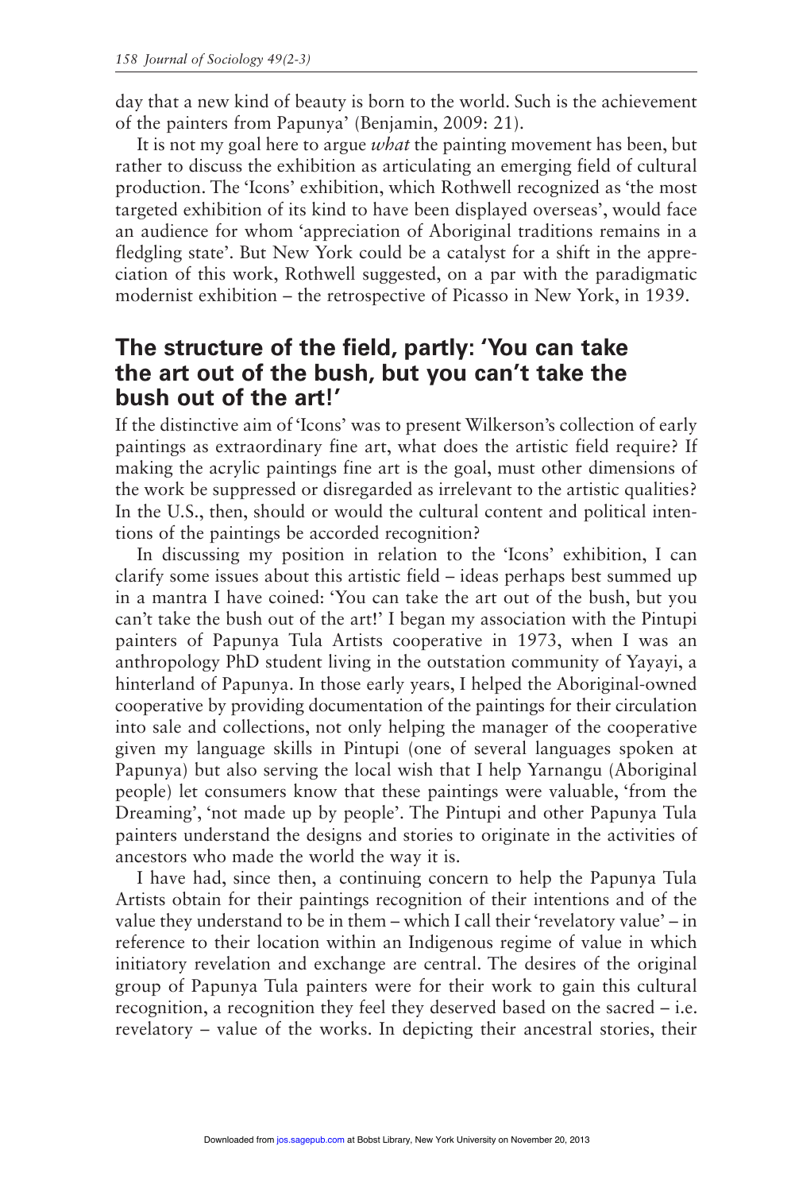day that a new kind of beauty is born to the world. Such is the achievement of the painters from Papunya' (Benjamin, 2009: 21).

It is not my goal here to argue *what* the painting movement has been, but rather to discuss the exhibition as articulating an emerging field of cultural production. The 'Icons' exhibition, which Rothwell recognized as 'the most targeted exhibition of its kind to have been displayed overseas', would face an audience for whom 'appreciation of Aboriginal traditions remains in a fledgling state'. But New York could be a catalyst for a shift in the appreciation of this work, Rothwell suggested, on a par with the paradigmatic modernist exhibition – the retrospective of Picasso in New York, in 1939.

## The structure of the field, partly: 'You can take the art out of the bush, but you can't take the bush out of the art!'

If the distinctive aim of 'Icons' was to present Wilkerson's collection of early paintings as extraordinary fine art, what does the artistic field require? If making the acrylic paintings fine art is the goal, must other dimensions of the work be suppressed or disregarded as irrelevant to the artistic qualities? In the U.S., then, should or would the cultural content and political intentions of the paintings be accorded recognition?

In discussing my position in relation to the 'Icons' exhibition, I can clarify some issues about this artistic field – ideas perhaps best summed up in a mantra I have coined: 'You can take the art out of the bush, but you can't take the bush out of the art!' I began my association with the Pintupi painters of Papunya Tula Artists cooperative in 1973, when I was an anthropology PhD student living in the outstation community of Yayayi, a hinterland of Papunya. In those early years, I helped the Aboriginal-owned cooperative by providing documentation of the paintings for their circulation into sale and collections, not only helping the manager of the cooperative given my language skills in Pintupi (one of several languages spoken at Papunya) but also serving the local wish that I help Yarnangu (Aboriginal people) let consumers know that these paintings were valuable, 'from the Dreaming', 'not made up by people'. The Pintupi and other Papunya Tula painters understand the designs and stories to originate in the activities of ancestors who made the world the way it is.

I have had, since then, a continuing concern to help the Papunya Tula Artists obtain for their paintings recognition of their intentions and of the value they understand to be in them – which I call their 'revelatory value' – in reference to their location within an Indigenous regime of value in which initiatory revelation and exchange are central. The desires of the original group of Papunya Tula painters were for their work to gain this cultural recognition, a recognition they feel they deserved based on the sacred – i.e. revelatory – value of the works. In depicting their ancestral stories, their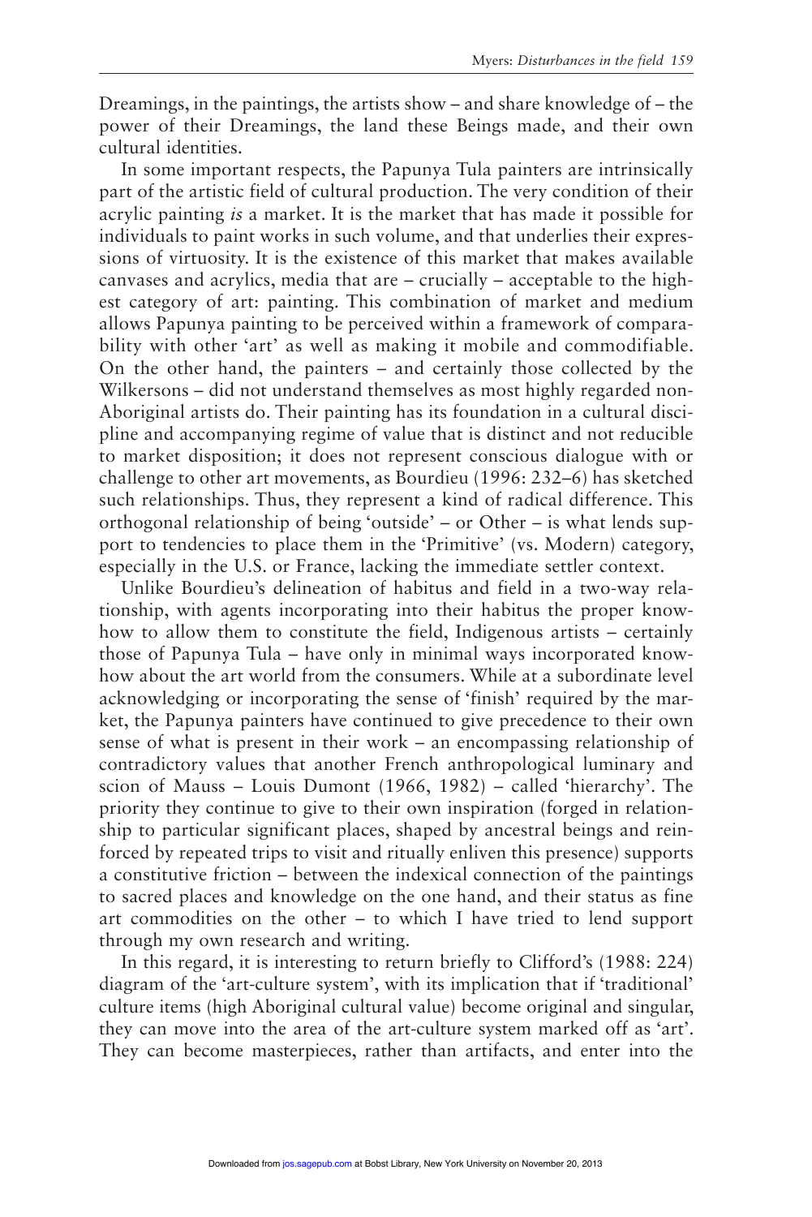Dreamings, in the paintings, the artists show – and share knowledge of – the power of their Dreamings, the land these Beings made, and their own cultural identities.

In some important respects, the Papunya Tula painters are intrinsically part of the artistic field of cultural production. The very condition of their acrylic painting *is* a market. It is the market that has made it possible for individuals to paint works in such volume, and that underlies their expressions of virtuosity. It is the existence of this market that makes available canvases and acrylics, media that are – crucially – acceptable to the highest category of art: painting. This combination of market and medium allows Papunya painting to be perceived within a framework of comparability with other 'art' as well as making it mobile and commodifiable. On the other hand, the painters – and certainly those collected by the Wilkersons – did not understand themselves as most highly regarded non-Aboriginal artists do. Their painting has its foundation in a cultural discipline and accompanying regime of value that is distinct and not reducible to market disposition; it does not represent conscious dialogue with or challenge to other art movements, as Bourdieu (1996: 232–6) has sketched such relationships. Thus, they represent a kind of radical difference. This orthogonal relationship of being 'outside' – or Other – is what lends support to tendencies to place them in the 'Primitive' (vs. Modern) category, especially in the U.S. or France, lacking the immediate settler context.

Unlike Bourdieu's delineation of habitus and field in a two-way relationship, with agents incorporating into their habitus the proper know-how to allow them to constitute the field, Indigenous artists – certainly those of Papunya Tula – have only in minimal ways incorporated know-how about the art world from the consumers. While at a subordinate level acknowledging or incorporating the sense of 'finish' required by the market, the Papunya painters have continued to give precedence to their own sense of what is present in their work – an encompassing relationship of contradictory values that another French anthropological luminary and scion of Mauss – Louis Dumont (1966, 1982) – called 'hierarchy'. The priority they continue to give to their own inspiration (forged in relationship to particular significant places, shaped by ancestral beings and reinforced by repeated trips to visit and ritually enliven this presence) supports a constitutive friction – between the indexical connection of the paintings to sacred places and knowledge on the one hand, and their status as fine art commodities on the other – to which I have tried to lend support through my own research and writing.

In this regard, it is interesting to return briefly to Clifford's (1988: 224) diagram of the 'art-culture system', with its implication that if 'traditional' culture items (high Aboriginal cultural value) become original and singular, they can move into the area of the art-culture system marked off as 'art'. They can become masterpieces, rather than artifacts, and enter into the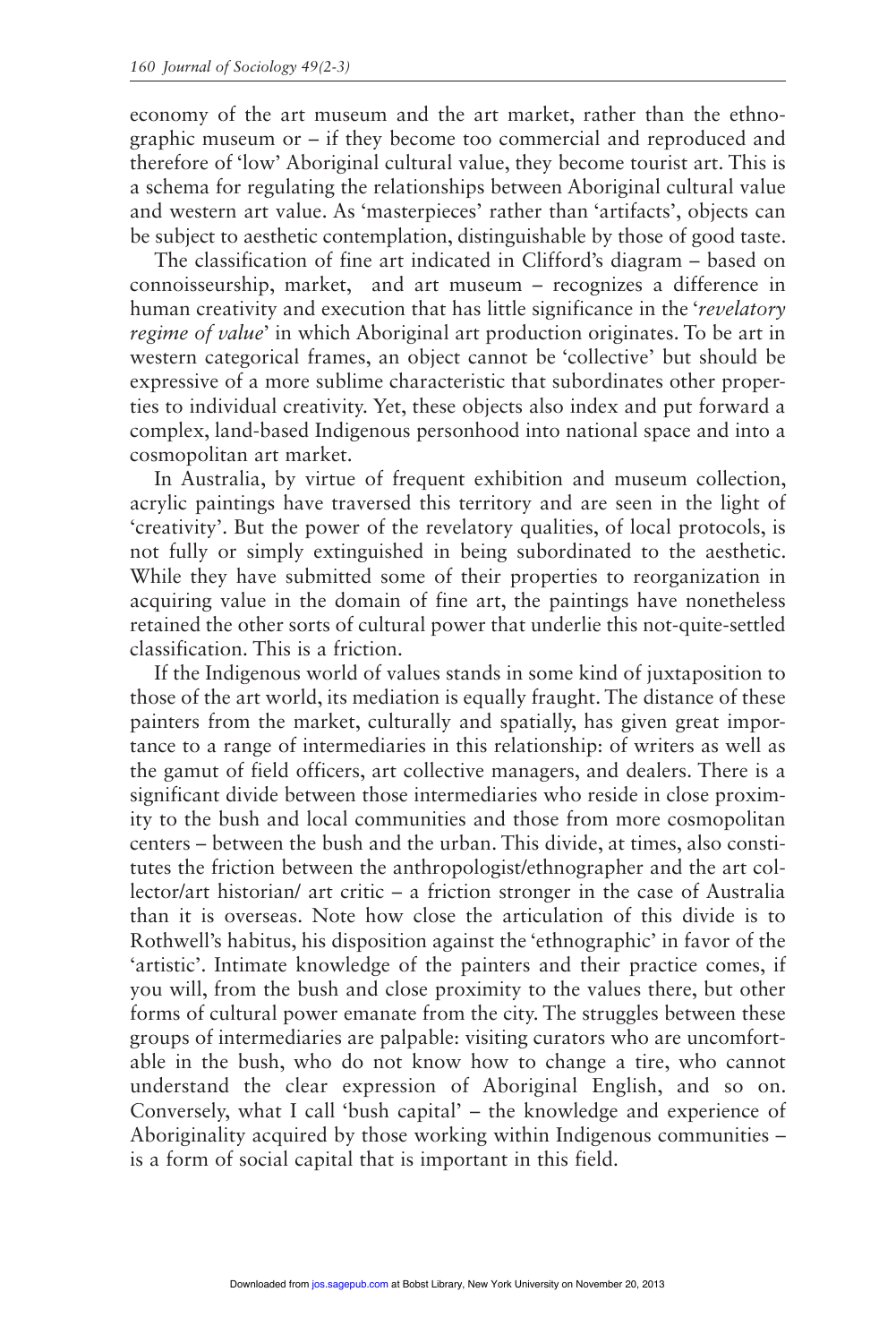economy of the art museum and the art market, rather than the ethnographic museum or – if they become too commercial and reproduced and therefore of 'low' Aboriginal cultural value, they become tourist art. This is a schema for regulating the relationships between Aboriginal cultural value and western art value. As 'masterpieces' rather than 'artifacts', objects can be subject to aesthetic contemplation, distinguishable by those of good taste.

The classification of fine art indicated in Clifford's diagram – based on connoisseurship, market, and art museum – recognizes a difference in human creativity and execution that has little significance in the '*revelatory regime of value*' in which Aboriginal art production originates. To be art in western categorical frames, an object cannot be 'collective' but should be expressive of a more sublime characteristic that subordinates other properties to individual creativity. Yet, these objects also index and put forward a complex, land-based Indigenous personhood into national space and into a cosmopolitan art market.

In Australia, by virtue of frequent exhibition and museum collection, acrylic paintings have traversed this territory and are seen in the light of 'creativity'. But the power of the revelatory qualities, of local protocols, is not fully or simply extinguished in being subordinated to the aesthetic. While they have submitted some of their properties to reorganization in acquiring value in the domain of fine art, the paintings have nonetheless retained the other sorts of cultural power that underlie this not-quite-settled classification. This is a friction.

If the Indigenous world of values stands in some kind of juxtaposition to those of the art world, its mediation is equally fraught. The distance of these painters from the market, culturally and spatially, has given great importance to a range of intermediaries in this relationship: of writers as well as the gamut of field officers, art collective managers, and dealers. There is a significant divide between those intermediaries who reside in close proximity to the bush and local communities and those from more cosmopolitan centers – between the bush and the urban. This divide, at times, also constitutes the friction between the anthropologist/ethnographer and the art collector/art historian/ art critic – a friction stronger in the case of Australia than it is overseas. Note how close the articulation of this divide is to Rothwell's habitus, his disposition against the 'ethnographic' in favor of the 'artistic'. Intimate knowledge of the painters and their practice comes, if you will, from the bush and close proximity to the values there, but other forms of cultural power emanate from the city. The struggles between these groups of intermediaries are palpable: visiting curators who are uncomfortable in the bush, who do not know how to change a tire, who cannot understand the clear expression of Aboriginal English, and so on. Conversely, what I call 'bush capital' – the knowledge and experience of Aboriginality acquired by those working within Indigenous communities – is a form of social capital that is important in this field.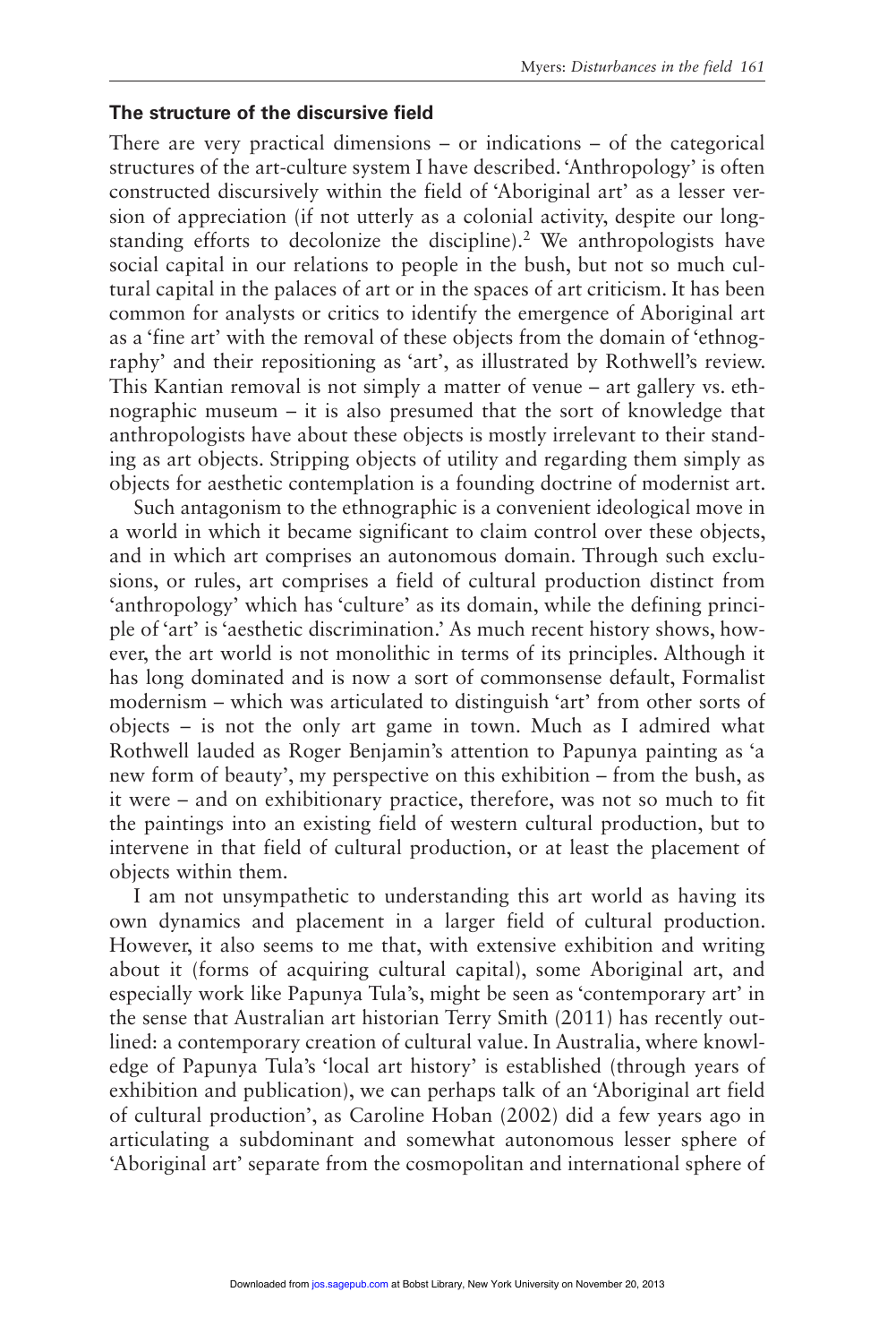### The structure of the discursive field

There are very practical dimensions – or indications – of the categorical structures of the art-culture system I have described. 'Anthropology' is often constructed discursively within the field of 'Aboriginal art' as a lesser version of appreciation (if not utterly as a colonial activity, despite our longstanding efforts to decolonize the discipline).[2] We anthropologists have social capital in our relations to people in the bush, but not so much cultural capital in the palaces of art or in the spaces of art criticism. It has been common for analysts or critics to identify the emergence of Aboriginal art as a 'fine art' with the removal of these objects from the domain of 'ethnography' and their repositioning as 'art', as illustrated by Rothwell's review. This Kantian removal is not simply a matter of venue – art gallery vs. ethnographic museum – it is also presumed that the sort of knowledge that anthropologists have about these objects is mostly irrelevant to their standing as art objects. Stripping objects of utility and regarding them simply as objects for aesthetic contemplation is a founding doctrine of modernist art.

Such antagonism to the ethnographic is a convenient ideological move in a world in which it became significant to claim control over these objects, and in which art comprises an autonomous domain. Through such exclusions, or rules, art comprises a field of cultural production distinct from 'anthropology' which has 'culture' as its domain, while the defining principle of 'art' is 'aesthetic discrimination.' As much recent history shows, however, the art world is not monolithic in terms of its principles. Although it has long dominated and is now a sort of commonsense default, Formalist modernism – which was articulated to distinguish 'art' from other sorts of objects – is not the only art game in town. Much as I admired what Rothwell lauded as Roger Benjamin's attention to Papunya painting as 'a new form of beauty', my perspective on this exhibition – from the bush, as it were – and on exhibitionary practice, therefore, was not so much to fit the paintings into an existing field of western cultural production, but to intervene in that field of cultural production, or at least the placement of objects within them.

I am not unsympathetic to understanding this art world as having its own dynamics and placement in a larger field of cultural production. However, it also seems to me that, with extensive exhibition and writing about it (forms of acquiring cultural capital), some Aboriginal art, and especially work like Papunya Tula's, might be seen as 'contemporary art' in the sense that Australian art historian Terry Smith (2011) has recently outlined: a contemporary creation of cultural value. In Australia, where knowledge of Papunya Tula's 'local art history' is established (through years of exhibition and publication), we can perhaps talk of an 'Aboriginal art field of cultural production', as Caroline Hoban (2002) did a few years ago in articulating a subdominant and somewhat autonomous lesser sphere of 'Aboriginal art' separate from the cosmopolitan and international sphere of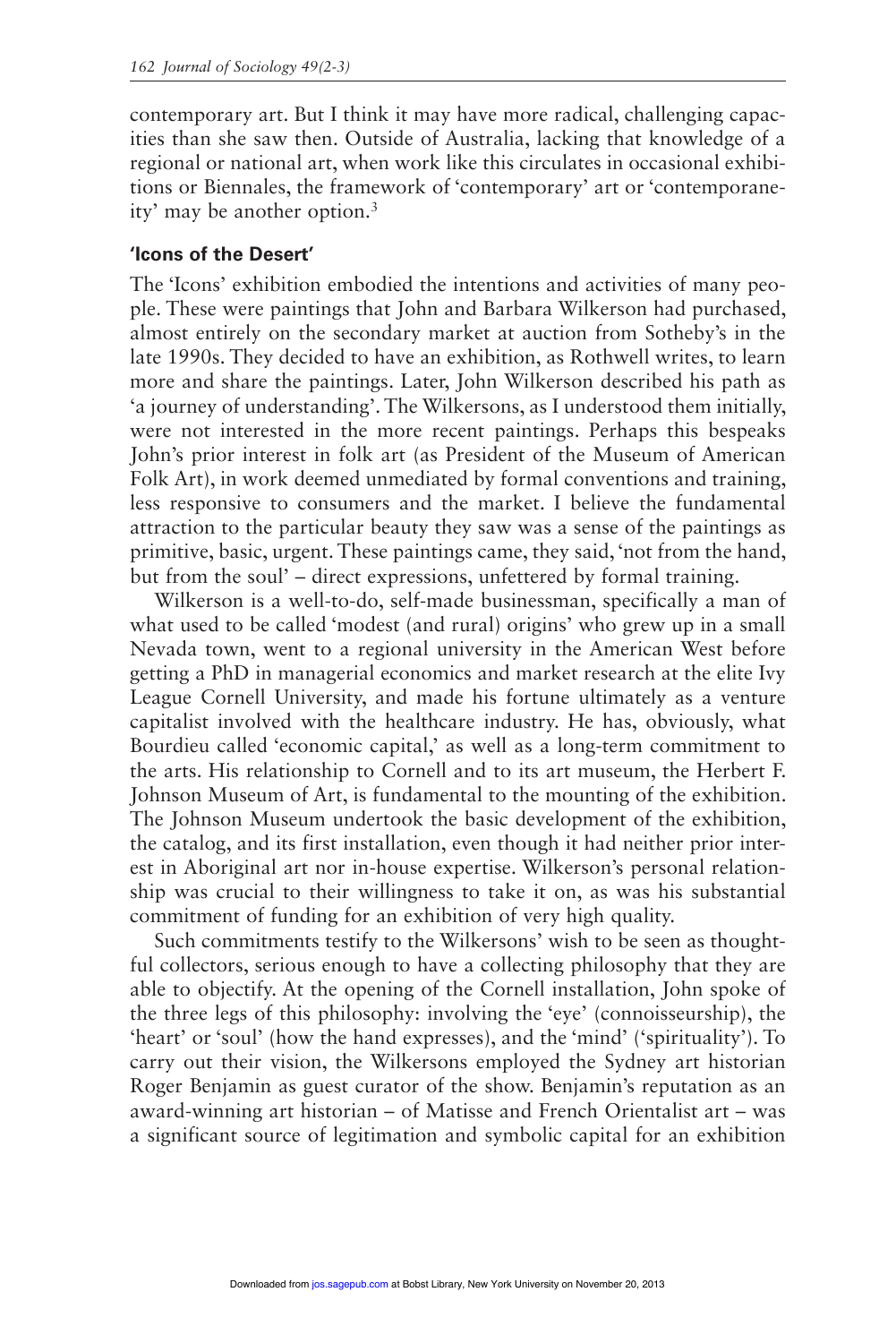contemporary art. But I think it may have more radical, challenging capacities than she saw then. Outside of Australia, lacking that knowledge of a regional or national art, when work like this circulates in occasional exhibitions or Biennales, the framework of 'contemporary' art or 'contemporaneity' may be another option.[3]

### 'Icons of the Desert'

The 'Icons' exhibition embodied the intentions and activities of many people. These were paintings that John and Barbara Wilkerson had purchased, almost entirely on the secondary market at auction from Sotheby's in the late 1990s. They decided to have an exhibition, as Rothwell writes, to learn more and share the paintings. Later, John Wilkerson described his path as 'a journey of understanding'. The Wilkersons, as I understood them initially, were not interested in the more recent paintings. Perhaps this bespeaks John's prior interest in folk art (as President of the Museum of American Folk Art), in work deemed unmediated by formal conventions and training, less responsive to consumers and the market. I believe the fundamental attraction to the particular beauty they saw was a sense of the paintings as primitive, basic, urgent. These paintings came, they said, 'not from the hand, but from the soul' – direct expressions, unfettered by formal training.

Wilkerson is a well-to-do, self-made businessman, specifically a man of what used to be called 'modest (and rural) origins' who grew up in a small Nevada town, went to a regional university in the American West before getting a PhD in managerial economics and market research at the elite Ivy League Cornell University, and made his fortune ultimately as a venture capitalist involved with the healthcare industry. He has, obviously, what Bourdieu called 'economic capital,' as well as a long-term commitment to the arts. His relationship to Cornell and to its art museum, the Herbert F. Johnson Museum of Art, is fundamental to the mounting of the exhibition. The Johnson Museum undertook the basic development of the exhibition, the catalog, and its first installation, even though it had neither prior interest in Aboriginal art nor in-house expertise. Wilkerson's personal relationship was crucial to their willingness to take it on, as was his substantial commitment of funding for an exhibition of very high quality.

Such commitments testify to the Wilkersons' wish to be seen as thoughtful collectors, serious enough to have a collecting philosophy that they are able to objectify. At the opening of the Cornell installation, John spoke of the three legs of this philosophy: involving the 'eye' (connoisseurship), the 'heart' or 'soul' (how the hand expresses), and the 'mind' ('spirituality'). To carry out their vision, the Wilkersons employed the Sydney art historian Roger Benjamin as guest curator of the show. Benjamin's reputation as an award-winning art historian – of Matisse and French Orientalist art – was a significant source of legitimation and symbolic capital for an exhibition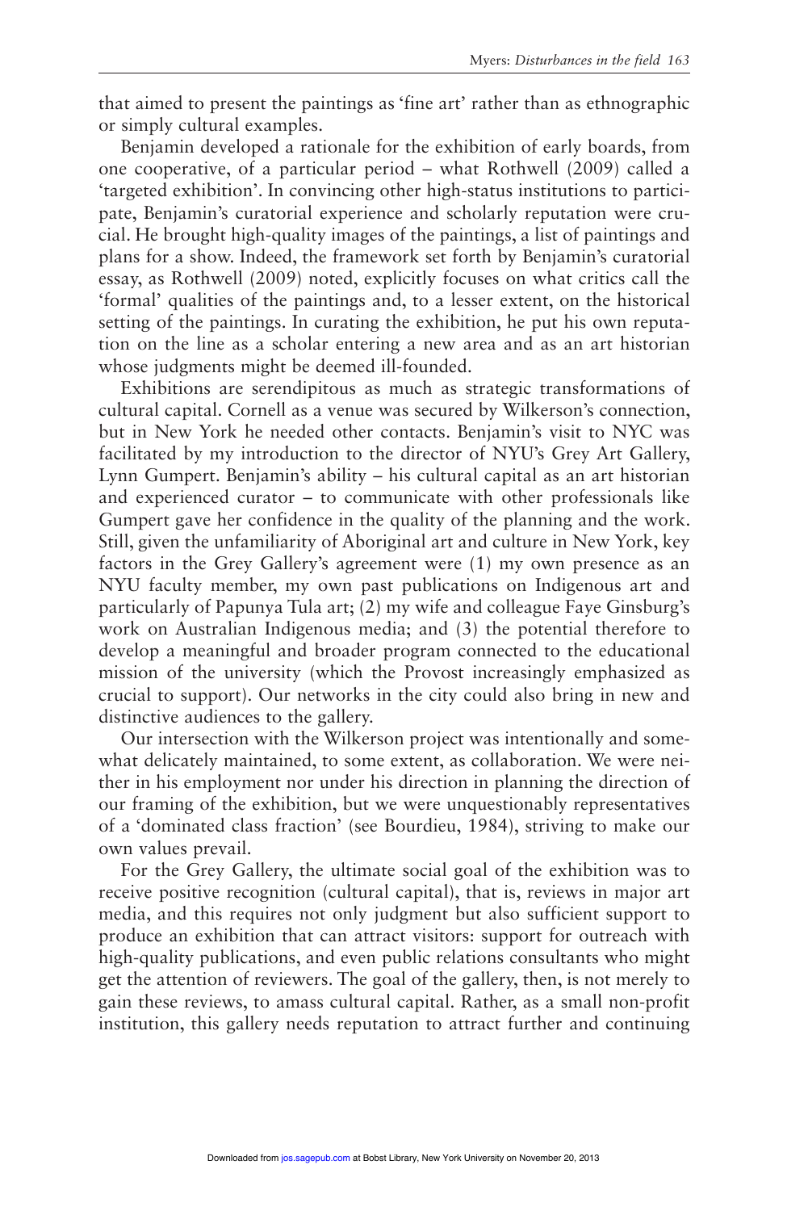that aimed to present the paintings as 'fine art' rather than as ethnographic or simply cultural examples.

Benjamin developed a rationale for the exhibition of early boards, from one cooperative, of a particular period – what Rothwell (2009) called a 'targeted exhibition'. In convincing other high-status institutions to participate, Benjamin's curatorial experience and scholarly reputation were crucial. He brought high-quality images of the paintings, a list of paintings and plans for a show. Indeed, the framework set forth by Benjamin's curatorial essay, as Rothwell (2009) noted, explicitly focuses on what critics call the 'formal' qualities of the paintings and, to a lesser extent, on the historical setting of the paintings. In curating the exhibition, he put his own reputation on the line as a scholar entering a new area and as an art historian whose judgments might be deemed ill-founded.

Exhibitions are serendipitous as much as strategic transformations of cultural capital. Cornell as a venue was secured by Wilkerson's connection, but in New York he needed other contacts. Benjamin's visit to NYC was facilitated by my introduction to the director of NYU's Grey Art Gallery, Lynn Gumpert. Benjamin's ability – his cultural capital as an art historian and experienced curator – to communicate with other professionals like Gumpert gave her confidence in the quality of the planning and the work. Still, given the unfamiliarity of Aboriginal art and culture in New York, key factors in the Grey Gallery's agreement were (1) my own presence as an NYU faculty member, my own past publications on Indigenous art and particularly of Papunya Tula art; (2) my wife and colleague Faye Ginsburg's work on Australian Indigenous media; and (3) the potential therefore to develop a meaningful and broader program connected to the educational mission of the university (which the Provost increasingly emphasized as crucial to support). Our networks in the city could also bring in new and distinctive audiences to the gallery.

Our intersection with the Wilkerson project was intentionally and somewhat delicately maintained, to some extent, as collaboration. We were neither in his employment nor under his direction in planning the direction of our framing of the exhibition, but we were unquestionably representatives of a 'dominated class fraction' (see Bourdieu, 1984), striving to make our own values prevail.

For the Grey Gallery, the ultimate social goal of the exhibition was to receive positive recognition (cultural capital), that is, reviews in major art media, and this requires not only judgment but also sufficient support to produce an exhibition that can attract visitors: support for outreach with high-quality publications, and even public relations consultants who might get the attention of reviewers. The goal of the gallery, then, is not merely to gain these reviews, to amass cultural capital. Rather, as a small non-profit institution, this gallery needs reputation to attract further and continuing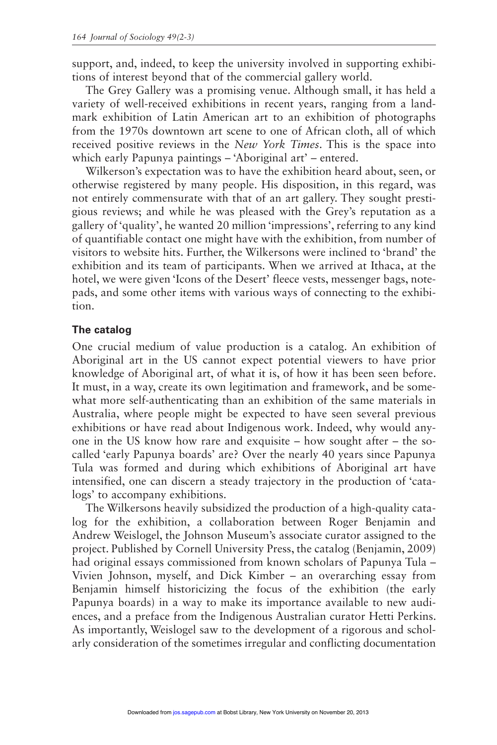support, and, indeed, to keep the university involved in supporting exhibitions of interest beyond that of the commercial gallery world.

The Grey Gallery was a promising venue. Although small, it has held a variety of well-received exhibitions in recent years, ranging from a landmark exhibition of Latin American art to an exhibition of photographs from the 1970s downtown art scene to one of African cloth, all of which received positive reviews in the *New York Times*. This is the space into which early Papunya paintings – 'Aboriginal art' – entered.

Wilkerson's expectation was to have the exhibition heard about, seen, or otherwise registered by many people. His disposition, in this regard, was not entirely commensurate with that of an art gallery. They sought prestigious reviews; and while he was pleased with the Grey's reputation as a gallery of 'quality', he wanted 20 million 'impressions', referring to any kind of quantifiable contact one might have with the exhibition, from number of visitors to website hits. Further, the Wilkersons were inclined to 'brand' the exhibition and its team of participants. When we arrived at Ithaca, at the hotel, we were given 'Icons of the Desert' fleece vests, messenger bags, notepads, and some other items with various ways of connecting to the exhibition.

## The catalog

One crucial medium of value production is a catalog. An exhibition of Aboriginal art in the US cannot expect potential viewers to have prior knowledge of Aboriginal art, of what it is, of how it has been seen before. It must, in a way, create its own legitimation and framework, and be somewhat more self-authenticating than an exhibition of the same materials in Australia, where people might be expected to have seen several previous exhibitions or have read about Indigenous work. Indeed, why would anyone in the US know how rare and exquisite – how sought after – the so-called 'early Papunya boards' are? Over the nearly 40 years since Papunya Tula was formed and during which exhibitions of Aboriginal art have intensified, one can discern a steady trajectory in the production of 'catalogs' to accompany exhibitions.

The Wilkersons heavily subsidized the production of a high-quality catalog for the exhibition, a collaboration between Roger Benjamin and Andrew Weislogel, the Johnson Museum's associate curator assigned to the project. Published by Cornell University Press, the catalog (Benjamin, 2009) had original essays commissioned from known scholars of Papunya Tula – Vivien Johnson, myself, and Dick Kimber – an overarching essay from Benjamin himself historicizing the focus of the exhibition (the early Papunya boards) in a way to make its importance available to new audiences, and a preface from the Indigenous Australian curator Hetti Perkins. As importantly, Weislogel saw to the development of a rigorous and scholarly consideration of the sometimes irregular and conflicting documentation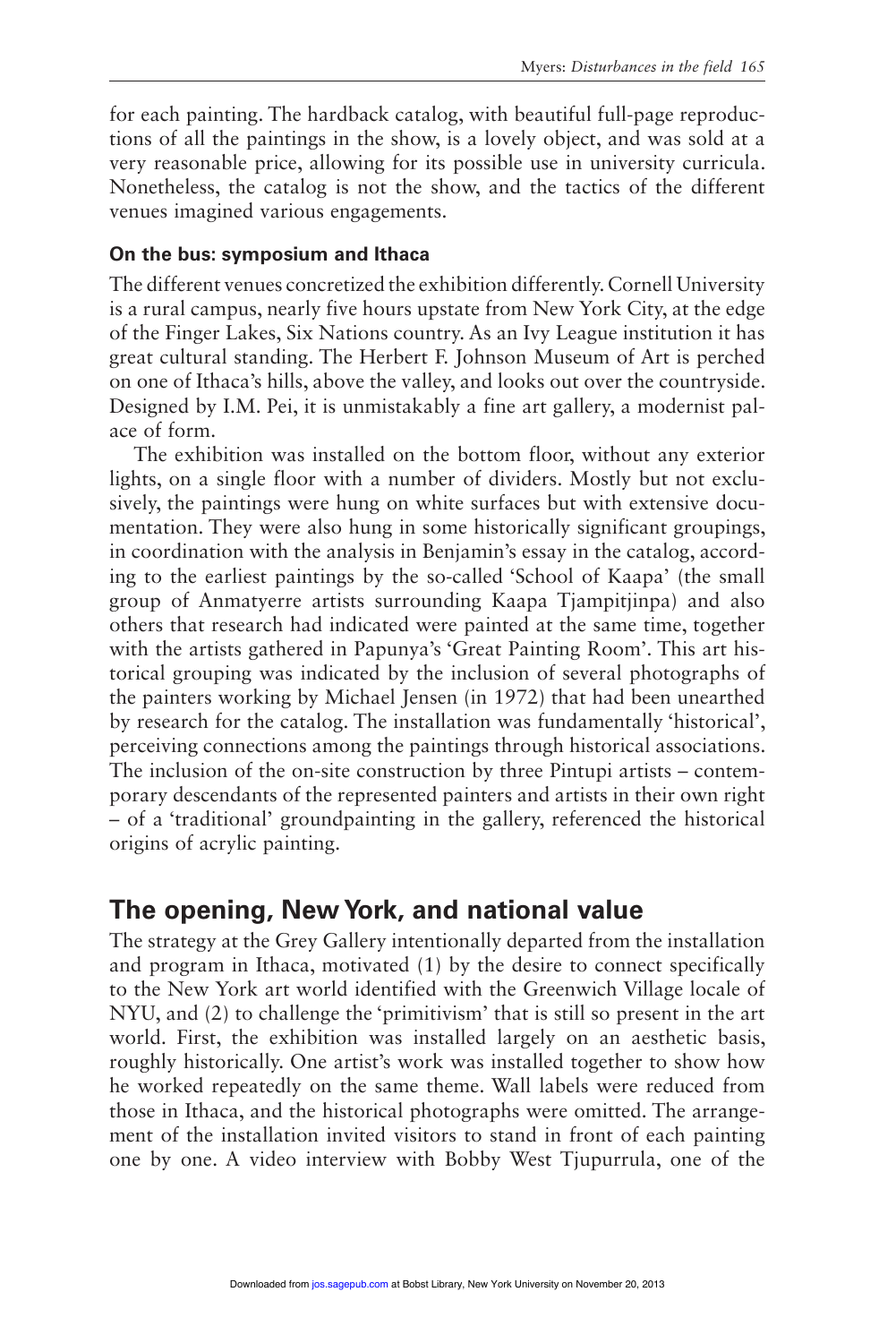for each painting. The hardback catalog, with beautiful full-page reproductions of all the paintings in the show, is a lovely object, and was sold at a very reasonable price, allowing for its possible use in university curricula. Nonetheless, the catalog is not the show, and the tactics of the different venues imagined various engagements.

### On the bus: symposium and Ithaca

The different venues concretized the exhibition differently. Cornell University is a rural campus, nearly five hours upstate from New York City, at the edge of the Finger Lakes, Six Nations country. As an Ivy League institution it has great cultural standing. The Herbert F. Johnson Museum of Art is perched on one of Ithaca's hills, above the valley, and looks out over the countryside. Designed by I.M. Pei, it is unmistakably a fine art gallery, a modernist palace of form.

The exhibition was installed on the bottom floor, without any exterior lights, on a single floor with a number of dividers. Mostly but not exclusively, the paintings were hung on white surfaces but with extensive documentation. They were also hung in some historically significant groupings, in coordination with the analysis in Benjamin's essay in the catalog, according to the earliest paintings by the so-called 'School of Kaapa' (the small group of Anmatyerre artists surrounding Kaapa Tjampitjinpa) and also others that research had indicated were painted at the same time, together with the artists gathered in Papunya's 'Great Painting Room'. This art historical grouping was indicated by the inclusion of several photographs of the painters working by Michael Jensen (in 1972) that had been unearthed by research for the catalog. The installation was fundamentally 'historical', perceiving connections among the paintings through historical associations. The inclusion of the on-site construction by three Pintupi artists – contemporary descendants of the represented painters and artists in their own right – of a 'traditional' groundpainting in the gallery, referenced the historical origins of acrylic painting.

## The opening, New York, and national value

The strategy at the Grey Gallery intentionally departed from the installation and program in Ithaca, motivated (1) by the desire to connect specifically to the New York art world identified with the Greenwich Village locale of NYU, and (2) to challenge the 'primitivism' that is still so present in the art world. First, the exhibition was installed largely on an aesthetic basis, roughly historically. One artist's work was installed together to show how he worked repeatedly on the same theme. Wall labels were reduced from those in Ithaca, and the historical photographs were omitted. The arrangement of the installation invited visitors to stand in front of each painting one by one. A video interview with Bobby West Tjupurrula, one of the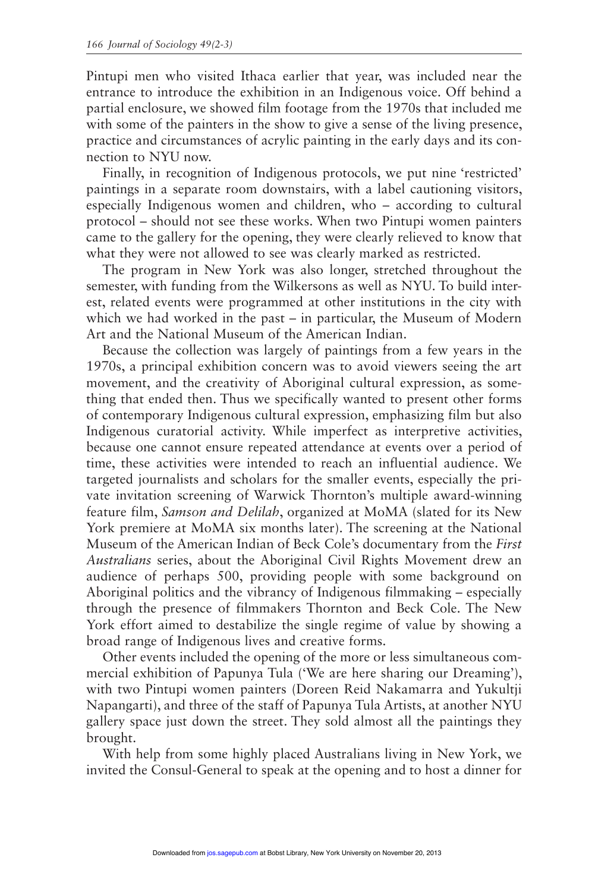Pintupi men who visited Ithaca earlier that year, was included near the entrance to introduce the exhibition in an Indigenous voice. Off behind a partial enclosure, we showed film footage from the 1970s that included me with some of the painters in the show to give a sense of the living presence, practice and circumstances of acrylic painting in the early days and its connection to NYU now.

Finally, in recognition of Indigenous protocols, we put nine 'restricted' paintings in a separate room downstairs, with a label cautioning visitors, especially Indigenous women and children, who – according to cultural protocol – should not see these works. When two Pintupi women painters came to the gallery for the opening, they were clearly relieved to know that what they were not allowed to see was clearly marked as restricted.

The program in New York was also longer, stretched throughout the semester, with funding from the Wilkersons as well as NYU. To build interest, related events were programmed at other institutions in the city with which we had worked in the past – in particular, the Museum of Modern Art and the National Museum of the American Indian.

Because the collection was largely of paintings from a few years in the 1970s, a principal exhibition concern was to avoid viewers seeing the art movement, and the creativity of Aboriginal cultural expression, as something that ended then. Thus we specifically wanted to present other forms of contemporary Indigenous cultural expression, emphasizing film but also Indigenous curatorial activity. While imperfect as interpretive activities, because one cannot ensure repeated attendance at events over a period of time, these activities were intended to reach an influential audience. We targeted journalists and scholars for the smaller events, especially the private invitation screening of Warwick Thornton's multiple award-winning feature film, *Samson and Delilah*, organized at MoMA (slated for its New York premiere at MoMA six months later). The screening at the National Museum of the American Indian of Beck Cole's documentary from the *First Australians* series, about the Aboriginal Civil Rights Movement drew an audience of perhaps 500, providing people with some background on Aboriginal politics and the vibrancy of Indigenous filmmaking – especially through the presence of filmmakers Thornton and Beck Cole. The New York effort aimed to destabilize the single regime of value by showing a broad range of Indigenous lives and creative forms.

Other events included the opening of the more or less simultaneous commercial exhibition of Papunya Tula ('We are here sharing our Dreaming'), with two Pintupi women painters (Doreen Reid Nakamarra and Yukultji Napangarti), and three of the staff of Papunya Tula Artists, at another NYU gallery space just down the street. They sold almost all the paintings they brought.

With help from some highly placed Australians living in New York, we invited the Consul-General to speak at the opening and to host a dinner for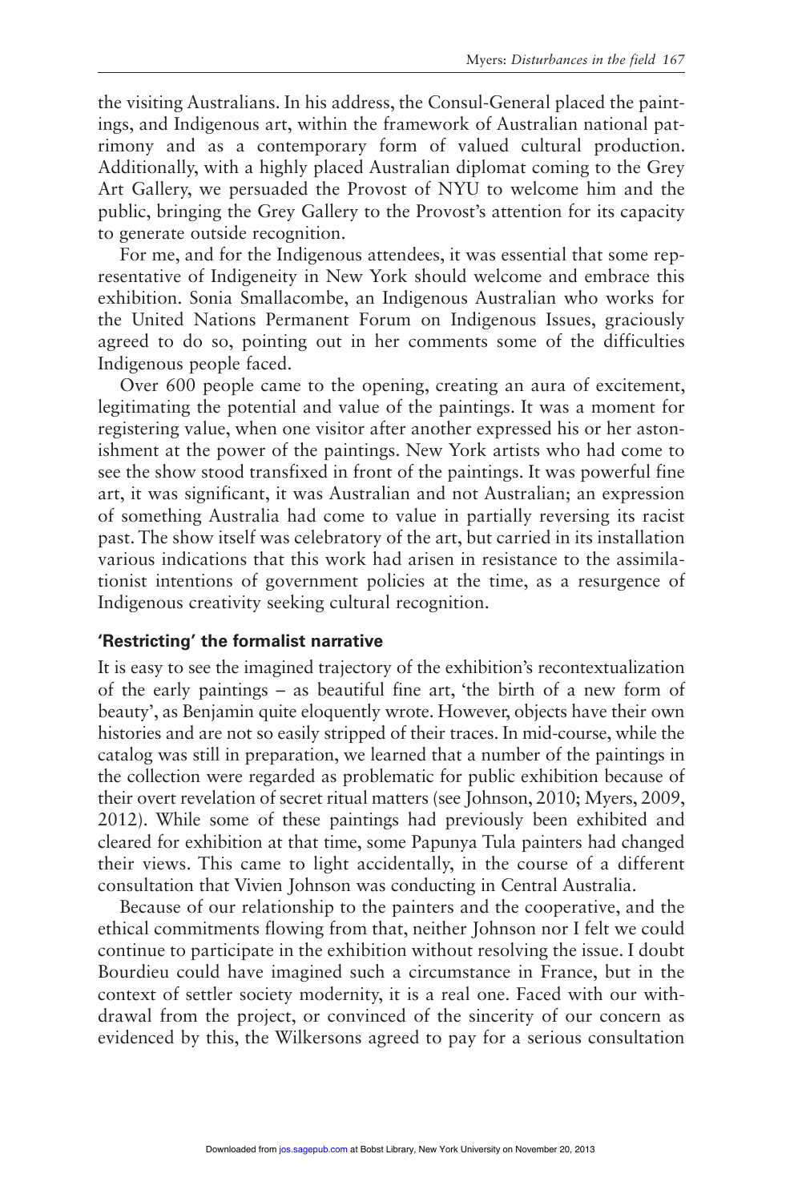the visiting Australians. In his address, the Consul-General placed the paintings, and Indigenous art, within the framework of Australian national patrimony and as a contemporary form of valued cultural production. Additionally, with a highly placed Australian diplomat coming to the Grey Art Gallery, we persuaded the Provost of NYU to welcome him and the public, bringing the Grey Gallery to the Provost's attention for its capacity to generate outside recognition.

For me, and for the Indigenous attendees, it was essential that some representative of Indigeneity in New York should welcome and embrace this exhibition. Sonia Smallacombe, an Indigenous Australian who works for the United Nations Permanent Forum on Indigenous Issues, graciously agreed to do so, pointing out in her comments some of the difficulties Indigenous people faced.

Over 600 people came to the opening, creating an aura of excitement, legitimating the potential and value of the paintings. It was a moment for registering value, when one visitor after another expressed his or her astonishment at the power of the paintings. New York artists who had come to see the show stood transfixed in front of the paintings. It was powerful fine art, it was significant, it was Australian and not Australian; an expression of something Australia had come to value in partially reversing its racist past. The show itself was celebratory of the art, but carried in its installation various indications that this work had arisen in resistance to the assimilationist intentions of government policies at the time, as a resurgence of Indigenous creativity seeking cultural recognition.

## 'Restricting' the formalist narrative

It is easy to see the imagined trajectory of the exhibition's recontextualization of the early paintings – as beautiful fine art, 'the birth of a new form of beauty', as Benjamin quite eloquently wrote. However, objects have their own histories and are not so easily stripped of their traces. In mid-course, while the catalog was still in preparation, we learned that a number of the paintings in the collection were regarded as problematic for public exhibition because of their overt revelation of secret ritual matters (see Johnson, 2010; Myers, 2009, 2012). While some of these paintings had previously been exhibited and cleared for exhibition at that time, some Papunya Tula painters had changed their views. This came to light accidentally, in the course of a different consultation that Vivien Johnson was conducting in Central Australia.

Because of our relationship to the painters and the cooperative, and the ethical commitments flowing from that, neither Johnson nor I felt we could continue to participate in the exhibition without resolving the issue. I doubt Bourdieu could have imagined such a circumstance in France, but in the context of settler society modernity, it is a real one. Faced with our withdrawal from the project, or convinced of the sincerity of our concern as evidenced by this, the Wilkersons agreed to pay for a serious consultation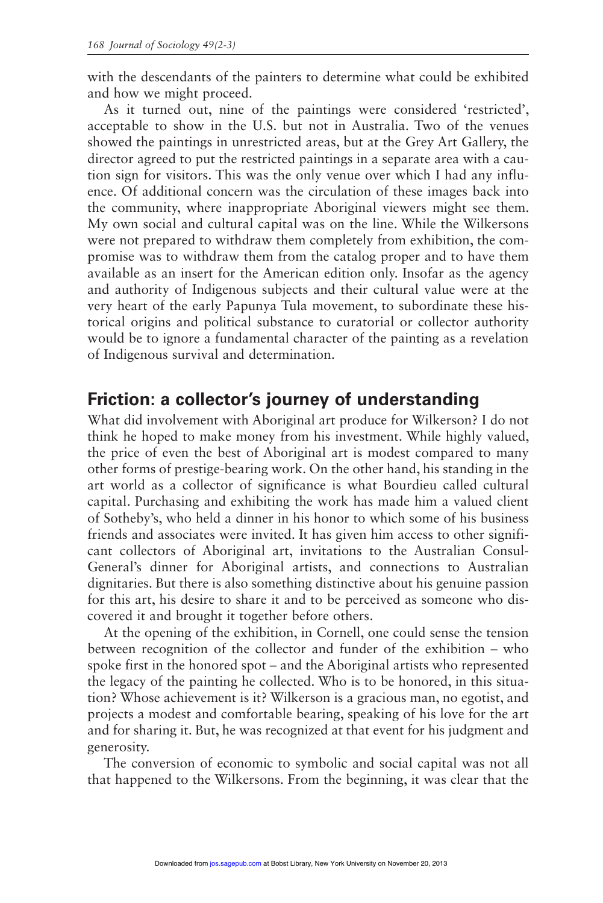with the descendants of the painters to determine what could be exhibited and how we might proceed.

As it turned out, nine of the paintings were considered 'restricted', acceptable to show in the U.S. but not in Australia. Two of the venues showed the paintings in unrestricted areas, but at the Grey Art Gallery, the director agreed to put the restricted paintings in a separate area with a caution sign for visitors. This was the only venue over which I had any influence. Of additional concern was the circulation of these images back into the community, where inappropriate Aboriginal viewers might see them. My own social and cultural capital was on the line. While the Wilkersons were not prepared to withdraw them completely from exhibition, the compromise was to withdraw them from the catalog proper and to have them available as an insert for the American edition only. Insofar as the agency and authority of Indigenous subjects and their cultural value were at the very heart of the early Papunya Tula movement, to subordinate these historical origins and political substance to curatorial or collector authority would be to ignore a fundamental character of the painting as a revelation of Indigenous survival and determination.

## Friction: a collector's journey of understanding

What did involvement with Aboriginal art produce for Wilkerson? I do not think he hoped to make money from his investment. While highly valued, the price of even the best of Aboriginal art is modest compared to many other forms of prestige-bearing work. On the other hand, his standing in the art world as a collector of significance is what Bourdieu called cultural capital. Purchasing and exhibiting the work has made him a valued client of Sotheby's, who held a dinner in his honor to which some of his business friends and associates were invited. It has given him access to other significant collectors of Aboriginal art, invitations to the Australian Consul-General's dinner for Aboriginal artists, and connections to Australian dignitaries. But there is also something distinctive about his genuine passion for this art, his desire to share it and to be perceived as someone who discovered it and brought it together before others.

At the opening of the exhibition, in Cornell, one could sense the tension between recognition of the collector and funder of the exhibition – who spoke first in the honored spot – and the Aboriginal artists who represented the legacy of the painting he collected. Who is to be honored, in this situation? Whose achievement is it? Wilkerson is a gracious man, no egotist, and projects a modest and comfortable bearing, speaking of his love for the art and for sharing it. But, he was recognized at that event for his judgment and generosity.

The conversion of economic to symbolic and social capital was not all that happened to the Wilkersons. From the beginning, it was clear that the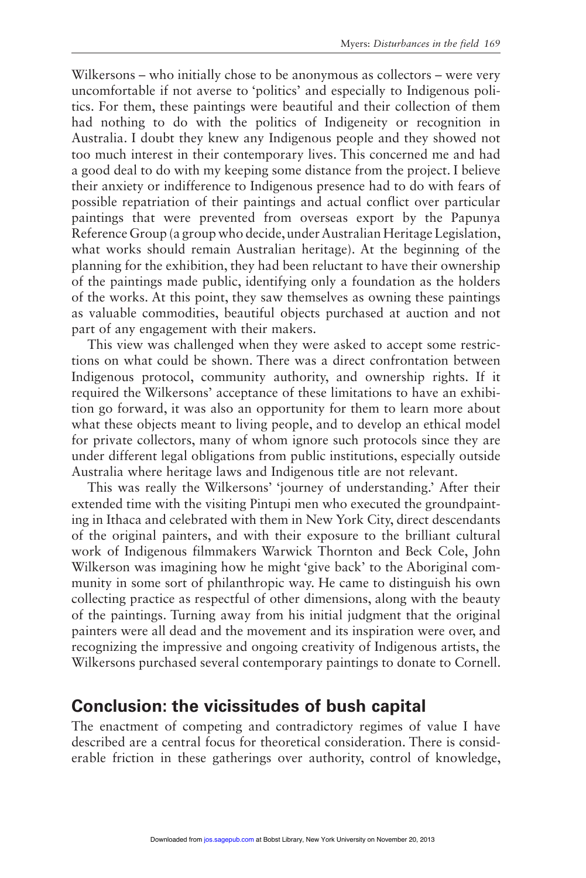Wilkersons – who initially chose to be anonymous as collectors – were very uncomfortable if not averse to 'politics' and especially to Indigenous politics. For them, these paintings were beautiful and their collection of them had nothing to do with the politics of Indigeneity or recognition in Australia. I doubt they knew any Indigenous people and they showed not too much interest in their contemporary lives. This concerned me and had a good deal to do with my keeping some distance from the project. I believe their anxiety or indifference to Indigenous presence had to do with fears of possible repatriation of their paintings and actual conflict over particular paintings that were prevented from overseas export by the Papunya Reference Group (a group who decide, under Australian Heritage Legislation, what works should remain Australian heritage). At the beginning of the planning for the exhibition, they had been reluctant to have their ownership of the paintings made public, identifying only a foundation as the holders of the works. At this point, they saw themselves as owning these paintings as valuable commodities, beautiful objects purchased at auction and not part of any engagement with their makers.

This view was challenged when they were asked to accept some restrictions on what could be shown. There was a direct confrontation between Indigenous protocol, community authority, and ownership rights. If it required the Wilkersons' acceptance of these limitations to have an exhibition go forward, it was also an opportunity for them to learn more about what these objects meant to living people, and to develop an ethical model for private collectors, many of whom ignore such protocols since they are under different legal obligations from public institutions, especially outside Australia where heritage laws and Indigenous title are not relevant.

This was really the Wilkersons' 'journey of understanding.' After their extended time with the visiting Pintupi men who executed the groundpainting in Ithaca and celebrated with them in New York City, direct descendants of the original painters, and with their exposure to the brilliant cultural work of Indigenous filmmakers Warwick Thornton and Beck Cole, John Wilkerson was imagining how he might 'give back' to the Aboriginal community in some sort of philanthropic way. He came to distinguish his own collecting practice as respectful of other dimensions, along with the beauty of the paintings. Turning away from his initial judgment that the original painters were all dead and the movement and its inspiration were over, and recognizing the impressive and ongoing creativity of Indigenous artists, the Wilkersons purchased several contemporary paintings to donate to Cornell.

## Conclusion: the vicissitudes of bush capital

The enactment of competing and contradictory regimes of value I have described are a central focus for theoretical consideration. There is considerable friction in these gatherings over authority, control of knowledge,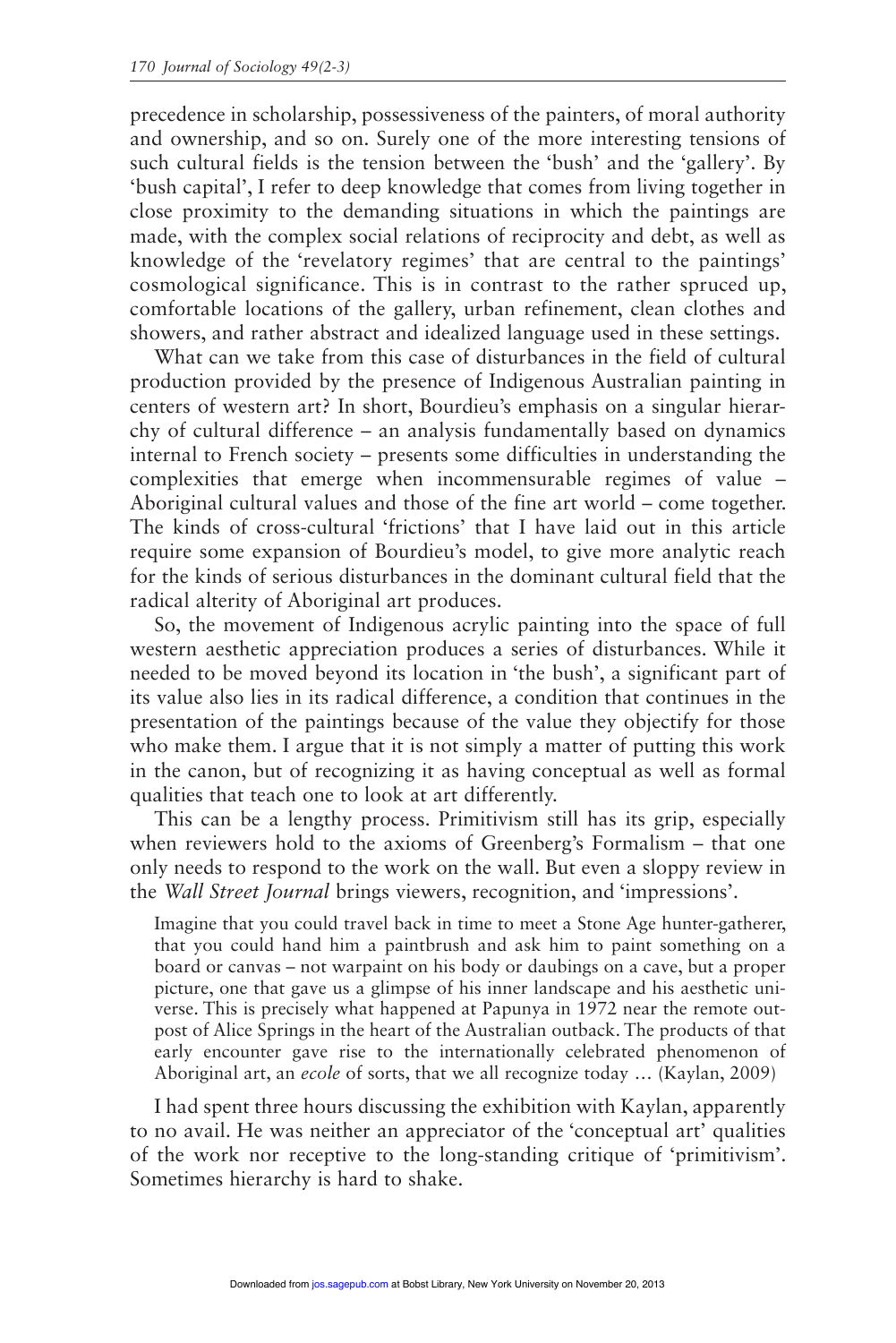precedence in scholarship, possessiveness of the painters, of moral authority and ownership, and so on. Surely one of the more interesting tensions of such cultural fields is the tension between the 'bush' and the 'gallery'. By 'bush capital', I refer to deep knowledge that comes from living together in close proximity to the demanding situations in which the paintings are made, with the complex social relations of reciprocity and debt, as well as knowledge of the 'revelatory regimes' that are central to the paintings' cosmological significance. This is in contrast to the rather spruced up, comfortable locations of the gallery, urban refinement, clean clothes and showers, and rather abstract and idealized language used in these settings.

What can we take from this case of disturbances in the field of cultural production provided by the presence of Indigenous Australian painting in centers of western art? In short, Bourdieu's emphasis on a singular hierarchy of cultural difference – an analysis fundamentally based on dynamics internal to French society – presents some difficulties in understanding the complexities that emerge when incommensurable regimes of value – Aboriginal cultural values and those of the fine art world – come together. The kinds of cross-cultural 'frictions' that I have laid out in this article require some expansion of Bourdieu's model, to give more analytic reach for the kinds of serious disturbances in the dominant cultural field that the radical alterity of Aboriginal art produces.

So, the movement of Indigenous acrylic painting into the space of full western aesthetic appreciation produces a series of disturbances. While it needed to be moved beyond its location in 'the bush', a significant part of its value also lies in its radical difference, a condition that continues in the presentation of the paintings because of the value they objectify for those who make them. I argue that it is not simply a matter of putting this work in the canon, but of recognizing it as having conceptual as well as formal qualities that teach one to look at art differently.

This can be a lengthy process. Primitivism still has its grip, especially when reviewers hold to the axioms of Greenberg's Formalism – that one only needs to respond to the work on the wall. But even a sloppy review in the *Wall Street Journal* brings viewers, recognition, and 'impressions'.

> Imagine that you could travel back in time to meet a Stone Age hunter-gatherer, that you could hand him a paintbrush and ask him to paint something on a board or canvas – not warpaint on his body or daubings on a cave, but a proper picture, one that gave us a glimpse of his inner landscape and his aesthetic universe. This is precisely what happened at Papunya in 1972 near the remote outpost of Alice Springs in the heart of the Australian outback. The products of that early encounter gave rise to the internationally celebrated phenomenon of Aboriginal art, an *ecole* of sorts, that we all recognize today … (Kaylan, 2009)

I had spent three hours discussing the exhibition with Kaylan, apparently to no avail. He was neither an appreciator of the 'conceptual art' qualities of the work nor receptive to the long-standing critique of 'primitivism'. Sometimes hierarchy is hard to shake.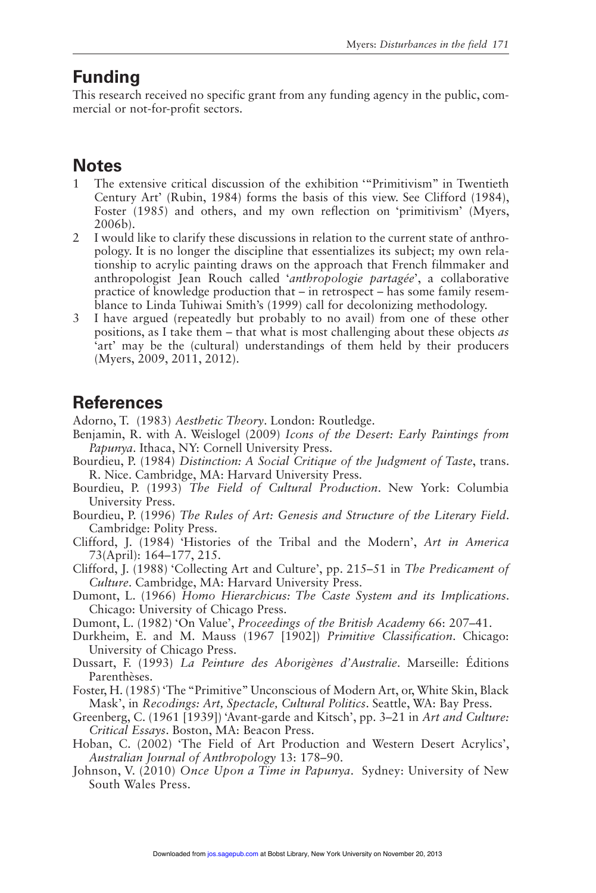## Funding

This research received no specific grant from any funding agency in the public, commercial or not-for-profit sectors.

## Notes

1. The extensive critical discussion of the exhibition '"Primitivism" in Twentieth Century Art' (Rubin, 1984) forms the basis of this view. See Clifford (1984), Foster (1985) and others, and my own reflection on 'primitivism' (Myers, 2006b).
2. I would like to clarify these discussions in relation to the current state of anthropology. It is no longer the discipline that essentializes its subject; my own relationship to acrylic painting draws on the approach that French filmmaker and anthropologist Jean Rouch called '*anthropologie partagée*', a collaborative practice of knowledge production that – in retrospect – has some family resemblance to Linda Tuhiwai Smith's (1999) call for decolonizing methodology.
3. I have argued (repeatedly but probably to no avail) from one of these other positions, as I take them – that what is most challenging about these objects *as* 'art' may be the (cultural) understandings of them held by their producers (Myers, 2009, 2011, 2012).

## References

Adorno, T. (1983) *Aesthetic Theory*. London: Routledge.

Benjamin, R. with A. Weislogel (2009) *Icons of the Desert: Early Paintings from Papunya*. Ithaca, NY: Cornell University Press.

Bourdieu, P. (1984) *Distinction: A Social Critique of the Judgment of Taste*, trans. R. Nice. Cambridge, MA: Harvard University Press.

Bourdieu, P. (1993) *The Field of Cultural Production*. New York: Columbia University Press.

Bourdieu, P. (1996) *The Rules of Art: Genesis and Structure of the Literary Field*. Cambridge: Polity Press.

Clifford, J. (1984) 'Histories of the Tribal and the Modern', *Art in America* 73(April): 164–177, 215.

Clifford, J. (1988) 'Collecting Art and Culture', pp. 215–51 in *The Predicament of Culture*. Cambridge, MA: Harvard University Press.

Dumont, L. (1966) *Homo Hierarchicus: The Caste System and its Implications*. Chicago: University of Chicago Press.

Dumont, L. (1982) 'On Value', *Proceedings of the British Academy* 66: 207–41.

Durkheim, E. and M. Mauss (1967 [1902]) *Primitive Classification*. Chicago: University of Chicago Press.

Dussart, F. (1993) *La Peinture des Aborigènes d'Australie*. Marseille: Éditions Parenthèses.

Foster, H. (1985) 'The "Primitive" Unconscious of Modern Art, or, White Skin, Black Mask', in *Recodings: Art, Spectacle, Cultural Politics*. Seattle, WA: Bay Press.

Greenberg, C. (1961 [1939]) 'Avant-garde and Kitsch', pp. 3–21 in *Art and Culture: Critical Essays*. Boston, MA: Beacon Press.

Hoban, C. (2002) 'The Field of Art Production and Western Desert Acrylics', *Australian Journal of Anthropology* 13: 178–90.

Johnson, V. (2010) *Once Upon a Time in Papunya*. Sydney: University of New South Wales Press.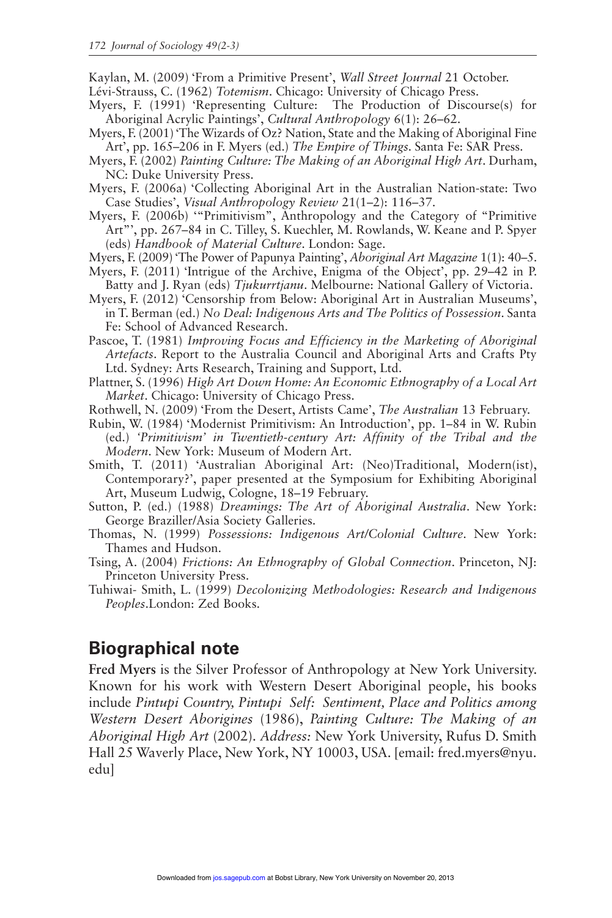Kaylan, M. (2009) 'From a Primitive Present', *Wall Street Journal* 21 October.

Lévi-Strauss, C. (1962) *Totemism*. Chicago: University of Chicago Press.

Myers, F. (1991) 'Representing Culture: The Production of Discourse(s) for Aboriginal Acrylic Paintings', *Cultural Anthropology* 6(1): 26–62.

Myers, F. (2001) 'The Wizards of Oz? Nation, State and the Making of Aboriginal Fine Art', pp. 165–206 in F. Myers (ed.) *The Empire of Things*. Santa Fe: SAR Press.

Myers, F. (2002) *Painting Culture: The Making of an Aboriginal High Art*. Durham, NC: Duke University Press.

Myers, F. (2006a) 'Collecting Aboriginal Art in the Australian Nation-state: Two Case Studies', *Visual Anthropology Review* 21(1–2): 116–37.

Myers, F. (2006b) '"Primitivism", Anthropology and the Category of "Primitive Art"', pp. 267–84 in C. Tilley, S. Kuechler, M. Rowlands, W. Keane and P. Spyer (eds) *Handbook of Material Culture*. London: Sage.

Myers, F. (2009) 'The Power of Papunya Painting', *Aboriginal Art Magazine* 1(1): 40–5.

Myers, F. (2011) 'Intrigue of the Archive, Enigma of the Object', pp. 29–42 in P. Batty and J. Ryan (eds) *Tjukurrtjanu*. Melbourne: National Gallery of Victoria.

Myers, F. (2012) 'Censorship from Below: Aboriginal Art in Australian Museums', in T. Berman (ed.) *No Deal: Indigenous Arts and The Politics of Possession*. Santa Fe: School of Advanced Research.

Pascoe, T. (1981) *Improving Focus and Efficiency in the Marketing of Aboriginal Artefacts*. Report to the Australia Council and Aboriginal Arts and Crafts Pty Ltd. Sydney: Arts Research, Training and Support, Ltd.

Plattner, S. (1996) *High Art Down Home: An Economic Ethnography of a Local Art Market*. Chicago: University of Chicago Press.

Rothwell, N. (2009) 'From the Desert, Artists Came', *The Australian* 13 February.

Rubin, W. (1984) 'Modernist Primitivism: An Introduction', pp. 1–84 in W. Rubin (ed.) *'Primitivism' in Twentieth-century Art: Affinity of the Tribal and the Modern*. New York: Museum of Modern Art.

Smith, T. (2011) 'Australian Aboriginal Art: (Neo)Traditional, Modern(ist), Contemporary?', paper presented at the Symposium for Exhibiting Aboriginal Art, Museum Ludwig, Cologne, 18–19 February.

Sutton, P. (ed.) (1988) *Dreamings: The Art of Aboriginal Australia*. New York: George Braziller/Asia Society Galleries.

Thomas, N. (1999) *Possessions: Indigenous Art/Colonial Culture*. New York: Thames and Hudson.

Tsing, A. (2004) *Frictions: An Ethnography of Global Connection*. Princeton, NJ: Princeton University Press.

Tuhiwai- Smith, L. (1999) *Decolonizing Methodologies: Research and Indigenous Peoples*.London: Zed Books.

## Biographical note

**Fred Myers** is the Silver Professor of Anthropology at New York University. Known for his work with Western Desert Aboriginal people, his books include *Pintupi Country, Pintupi Self: Sentiment, Place and Politics among Western Desert Aborigines* (1986), *Painting Culture: The Making of an Aboriginal High Art* (2002). *Address:* New York University, Rufus D. Smith Hall 25 Waverly Place, New York, NY 10003, USA. [email: fred.myers@nyu.edu]